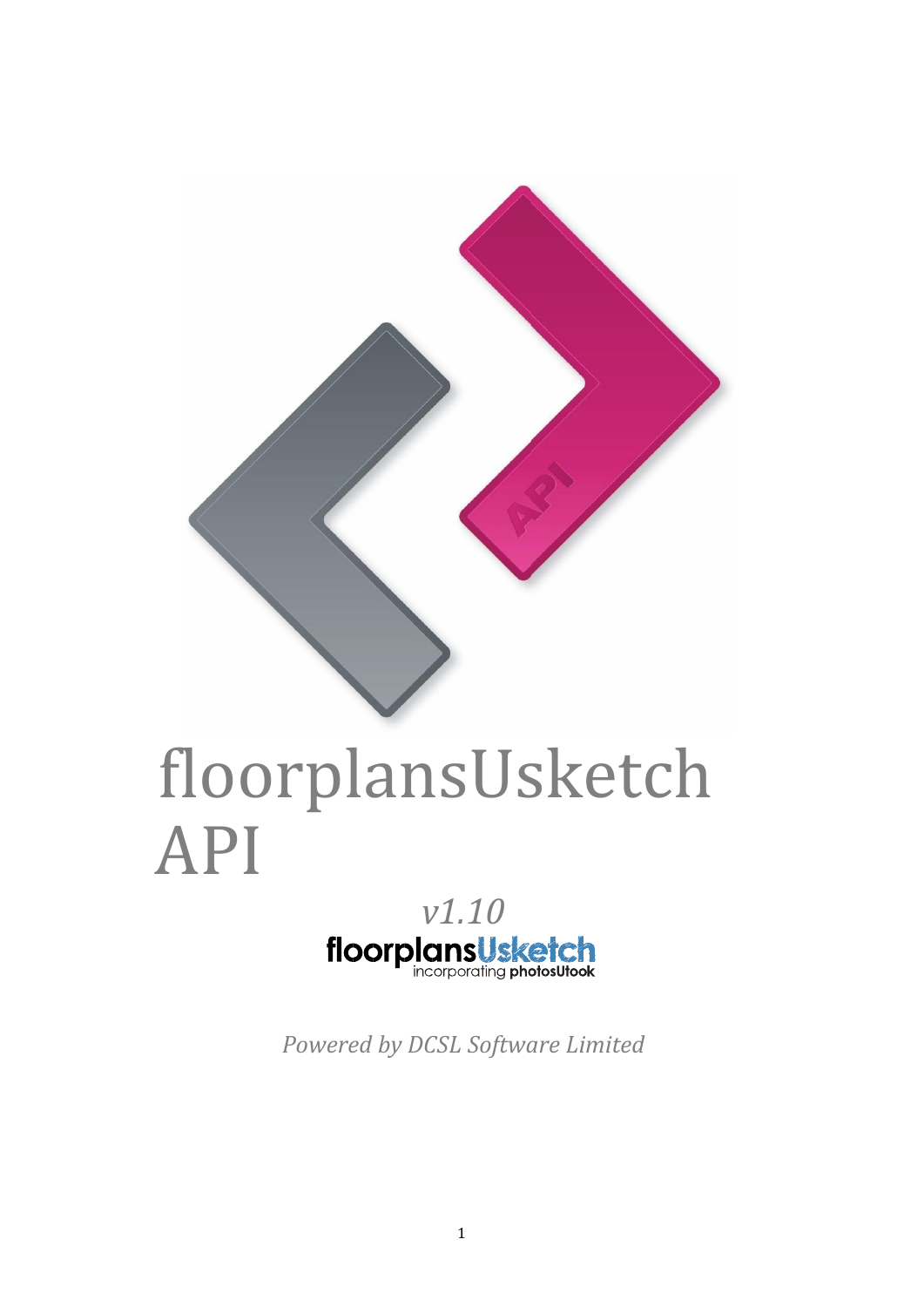# floorplansUsketch API

*v1.10*

floorplansUsketch
incorporating photosUtook

*Powered by DCSL Software Limited*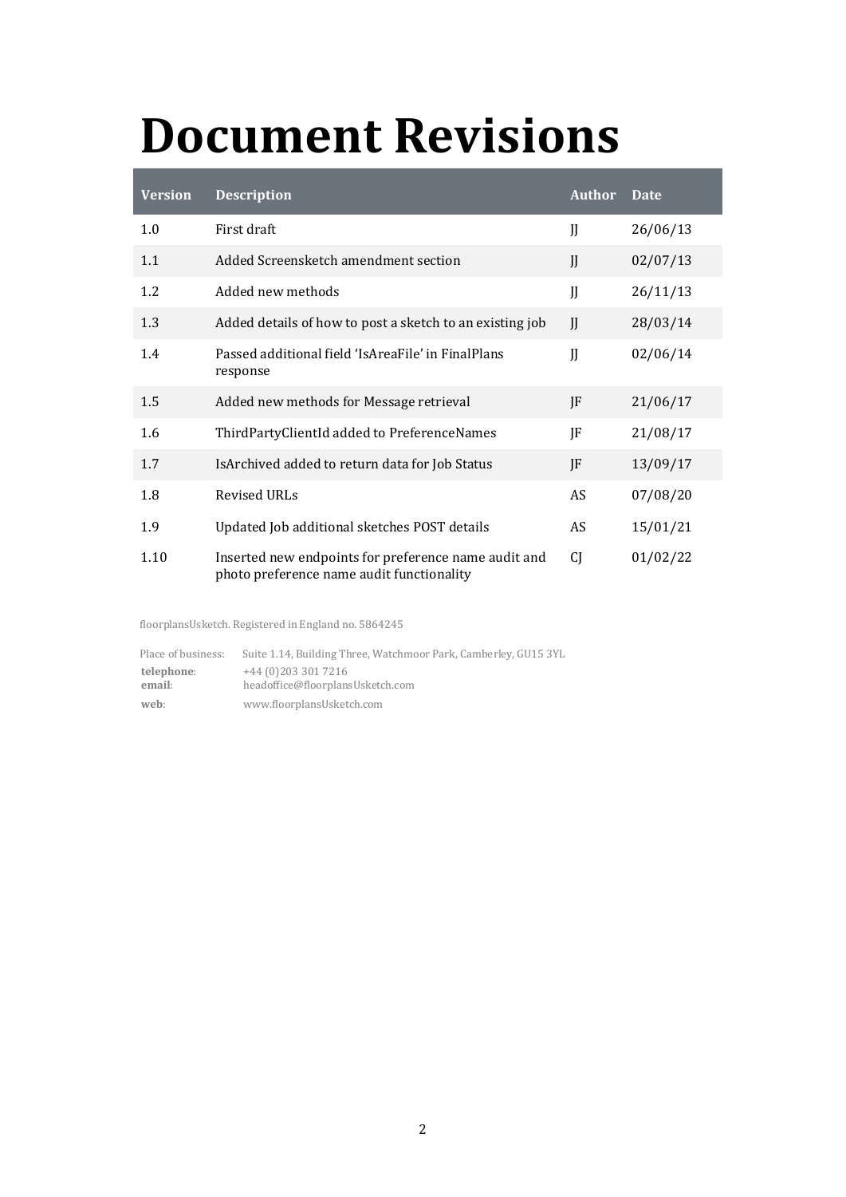# Document Revisions

| Version | Description | Author | Date |
|---|---|---|---|
| 1.0 | First draft | JJ | 26/06/13 |
| 1.1 | Added Screensketch amendment section | JJ | 02/07/13 |
| 1.2 | Added new methods | JJ | 26/11/13 |
| 1.3 | Added details of how to post a sketch to an existing job | JJ | 28/03/14 |
| 1.4 | Passed additional field 'IsAreaFile' in FinalPlans response | JJ | 02/06/14 |
| 1.5 | Added new methods for Message retrieval | JF | 21/06/17 |
| 1.6 | ThirdPartyClientId added to PreferenceNames | JF | 21/08/17 |
| 1.7 | IsArchived added to return data for Job Status | JF | 13/09/17 |
| 1.8 | Revised URLs | AS | 07/08/20 |
| 1.9 | Updated Job additional sketches POST details | AS | 15/01/21 |
| 1.10 | Inserted new endpoints for preference name audit and photo preference name audit functionality | CJ | 01/02/22 |

floorplansUsketch. Registered in England no. 5864245

Place of business: Suite 1.14, Building Three, Watchmoor Park, Camberley, GU15 3YL
**telephone**: +44 (0)203 301 7216
**email**: headoffice@floorplansUsketch.com
**web**: www.floorplansUsketch.com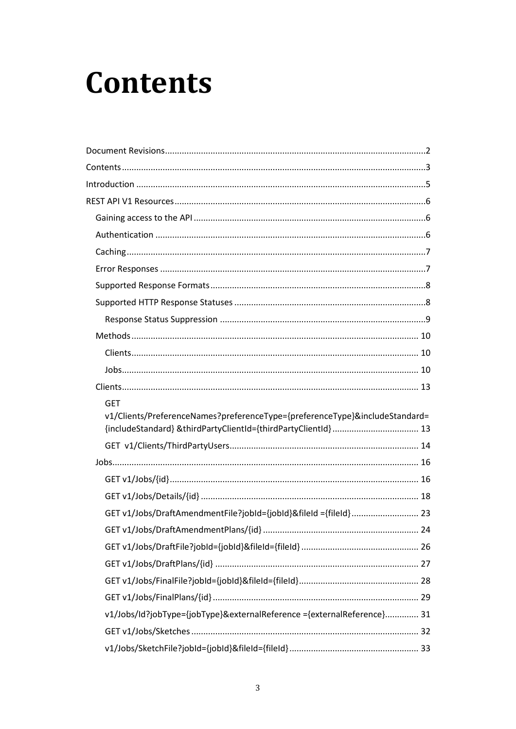# Contents

Document Revisions ........ 2

Contents ........ 3

Introduction ........ 5

REST API V1 Resources ........ 6

- Gaining access to the API ........ 6
- Authentication ........ 6
- Caching ........ 7
- Error Responses ........ 7
- Supported Response Formats ........ 8
- Supported HTTP Response Statuses ........ 8
  - Response Status Suppression ........ 9
- Methods ........ 10
  - Clients ........ 10
  - Jobs ........ 10
- Clients ........ 13
  - GET v1/Clients/PreferenceNames?preferenceType={preferenceType}&includeStandard={includeStandard} &thirdPartyClientId={thirdPartyClientId} ........ 13
  - GET v1/Clients/ThirdPartyUsers ........ 14
- Jobs ........ 16
  - GET v1/Jobs/{id} ........ 16
  - GET v1/Jobs/Details/{id} ........ 18
  - GET v1/Jobs/DraftAmendmentFile?jobId={jobId}&fileId ={fileId} ........ 23
  - GET v1/Jobs/DraftAmendmentPlans/{id} ........ 24
  - GET v1/Jobs/DraftFile?jobId={jobId}&fileId={fileId} ........ 26
  - GET v1/Jobs/DraftPlans/{id} ........ 27
  - GET v1/Jobs/FinalFile?jobId={jobId}&fileId={fileId} ........ 28
  - GET v1/Jobs/FinalPlans/{id} ........ 29
  - v1/Jobs/Id?jobType={jobType}&externalReference ={externalReference} ........ 31
  - GET v1/Jobs/Sketches ........ 32
  - v1/Jobs/SketchFile?jobId={jobId}&fileId={fileId} ........ 33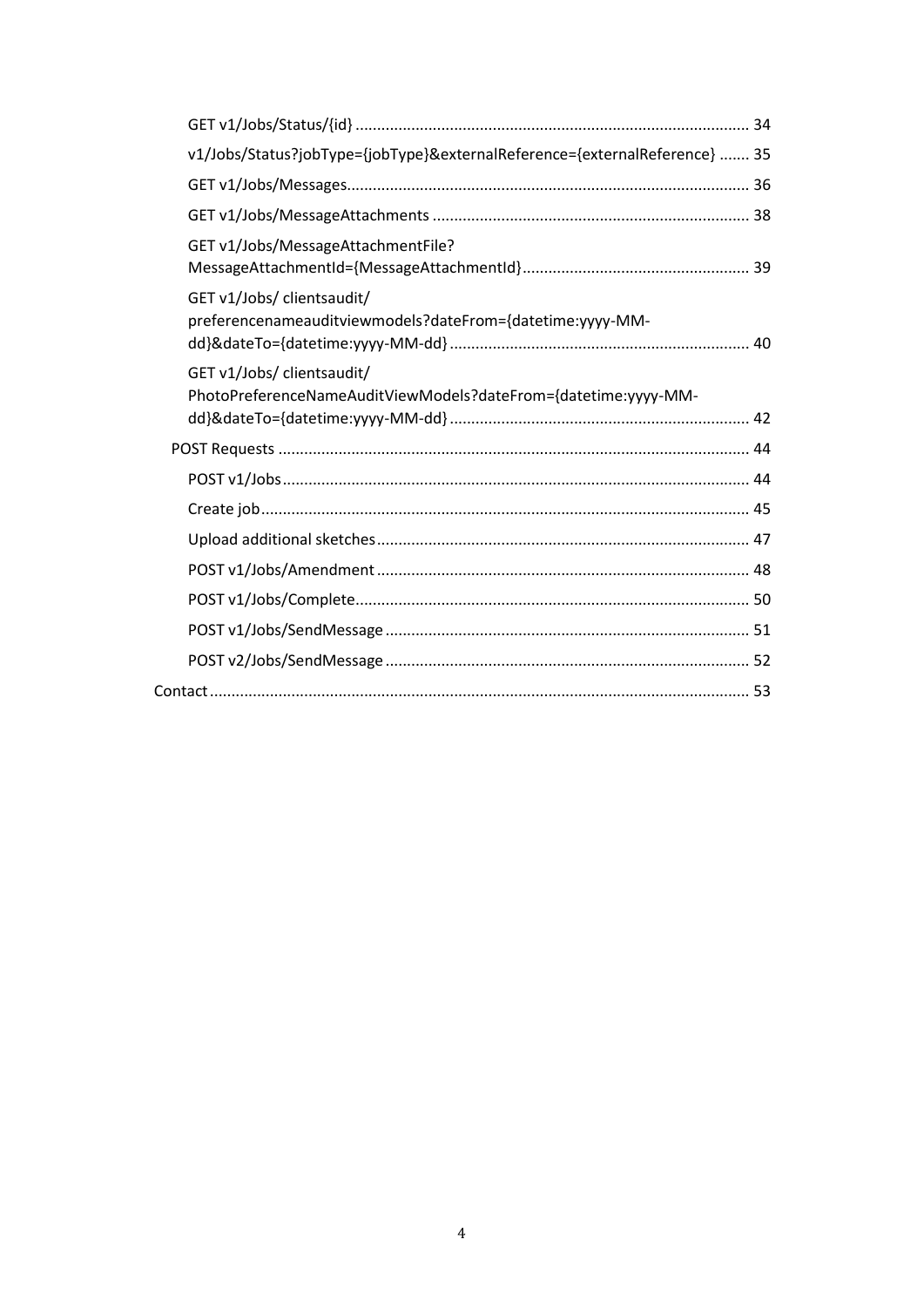- GET v1/Jobs/Status/{id} ........................................................................................ 34
- v1/Jobs/Status?jobType={jobType}&externalReference={externalReference} ....... 35
- GET v1/Jobs/Messages............................................................................................ 36
- GET v1/Jobs/MessageAttachments ......................................................................... 38
- GET v1/Jobs/MessageAttachmentFile?MessageAttachmentId={MessageAttachmentId}.................................................... 39
- GET v1/Jobs/ clientsaudit/ preferencenameauditviewmodels?dateFrom={datetime:yyyy-MM-dd}&dateTo={datetime:yyyy-MM-dd} ..................................................................... 40
- GET v1/Jobs/ clientsaudit/ PhotoPreferenceNameAuditViewModels?dateFrom={datetime:yyyy-MM-dd}&dateTo={datetime:yyyy-MM-dd} ..................................................................... 42

POST Requests ............................................................................................................ 44

- POST v1/Jobs............................................................................................................ 44
- Create job.................................................................................................................. 45
- Upload additional sketches....................................................................................... 47
- POST v1/Jobs/Amendment ....................................................................................... 48
- POST v1/Jobs/Complete............................................................................................ 50
- POST v1/Jobs/SendMessage ..................................................................................... 51
- POST v2/Jobs/SendMessage ..................................................................................... 52

Contact............................................................................................................................ 53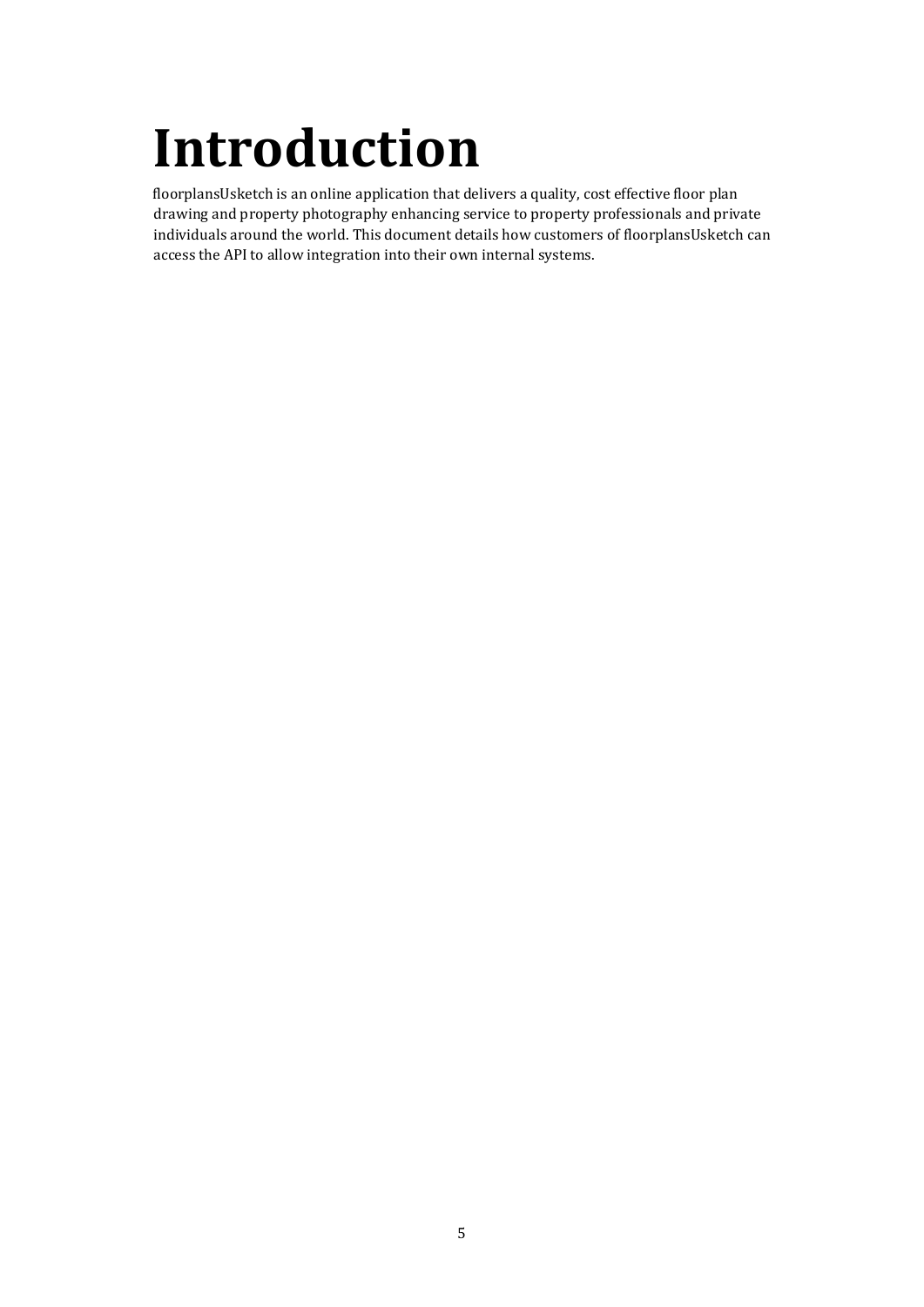# Introduction

floorplansUsketch is an online application that delivers a quality, cost effective floor plan drawing and property photography enhancing service to property professionals and private individuals around the world. This document details how customers of floorplansUsketch can access the API to allow integration into their own internal systems.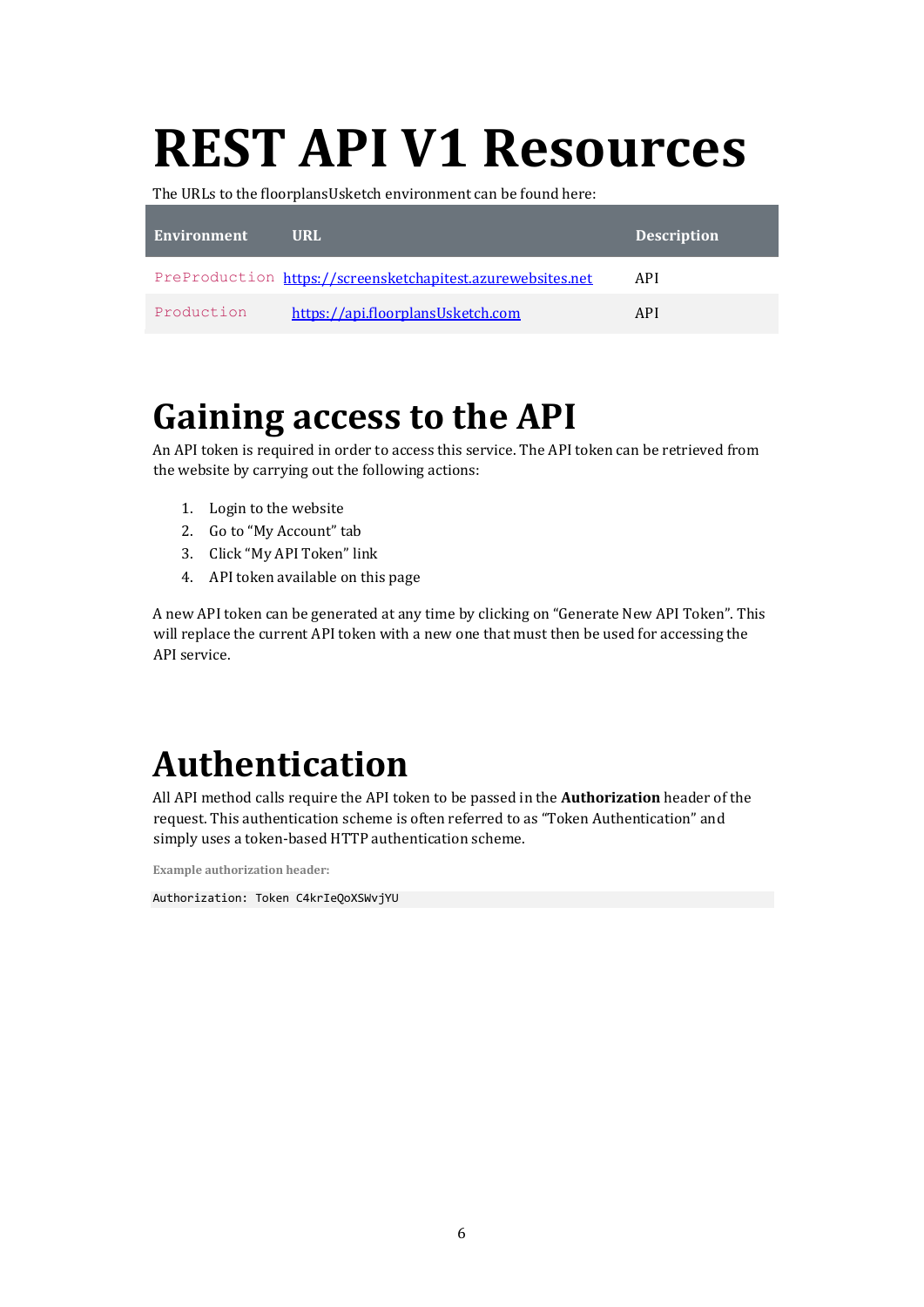# REST API V1 Resources

The URLs to the floorplansUsketch environment can be found here:

| Environment | URL | Description |
| --- | --- | --- |
| `PreProduction` | https://screensketchapitest.azurewebsites.net | API |
| `Production` | https://api.floorplansUsketch.com | API |

# Gaining access to the API

An API token is required in order to access this service. The API token can be retrieved from the website by carrying out the following actions:

1. Login to the website
2. Go to "My Account" tab
3. Click "My API Token" link
4. API token available on this page

A new API token can be generated at any time by clicking on "Generate New API Token". This will replace the current API token with a new one that must then be used for accessing the API service.

# Authentication

All API method calls require the API token to be passed in the **Authorization** header of the request. This authentication scheme is often referred to as "Token Authentication" and simply uses a token-based HTTP authentication scheme.

**Example authorization header:**

```
Authorization: Token C4krIeQoXSWvjYU
```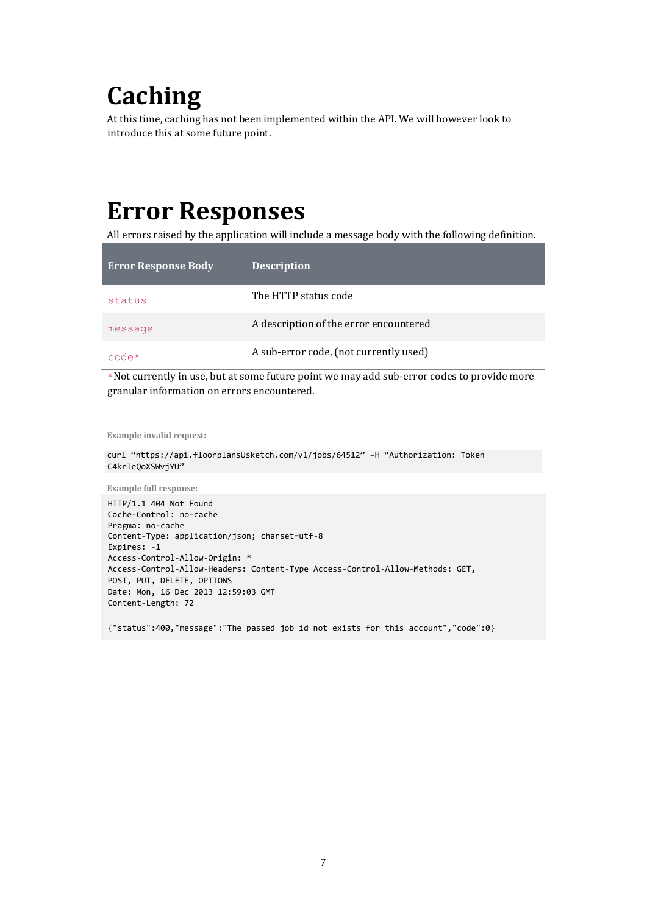# Caching

At this time, caching has not been implemented within the API. We will however look to introduce this at some future point.

# Error Responses

All errors raised by the application will include a message body with the following definition.

| Error Response Body | Description |
|---|---|
| `status` | The HTTP status code |
| `message` | A description of the error encountered |
| `code*` | A sub-error code, (not currently used) |

*Not currently in use, but at some future point we may add sub-error codes to provide more granular information on errors encountered.

**Example invalid request:**

```
curl “https://api.floorplansUsketch.com/v1/jobs/64512” –H “Authorization: Token C4krIeQoXSWvjYU”
```

**Example full response:**

```
HTTP/1.1 404 Not Found
Cache-Control: no-cache
Pragma: no-cache
Content-Type: application/json; charset=utf-8
Expires: -1
Access-Control-Allow-Origin: *
Access-Control-Allow-Headers: Content-Type Access-Control-Allow-Methods: GET, POST, PUT, DELETE, OPTIONS
Date: Mon, 16 Dec 2013 12:59:03 GMT
Content-Length: 72

{"status":400,"message":"The passed job id not exists for this account","code":0}
```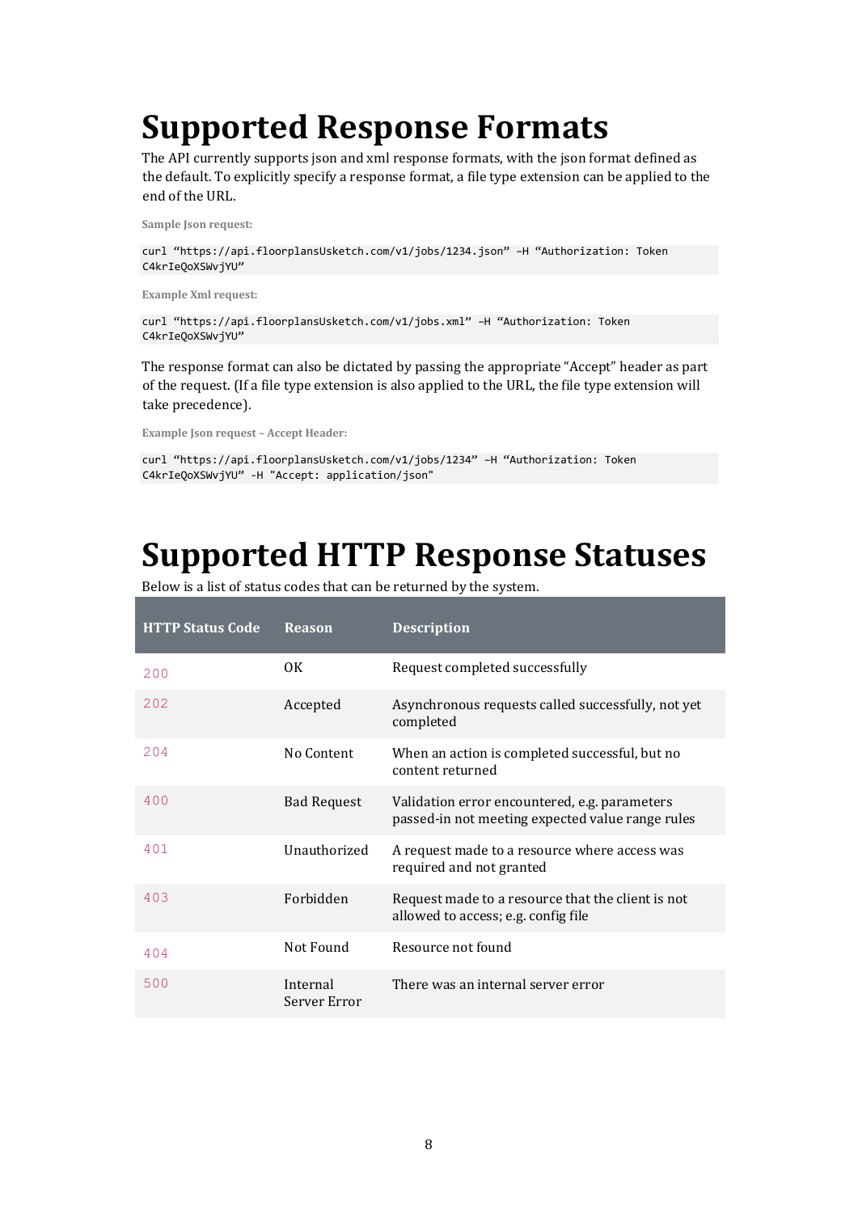# Supported Response Formats

The API currently supports json and xml response formats, with the json format defined as the default. To explicitly specify a response format, a file type extension can be applied to the end of the URL.

**Sample Json request:**

```
curl “https://api.floorplansUsketch.com/v1/jobs/1234.json” –H “Authorization: Token C4krIeQoXSWvjYU”
```

**Example Xml request:**

```
curl “https://api.floorplansUsketch.com/v1/jobs.xml” –H “Authorization: Token C4krIeQoXSWvjYU”
```

The response format can also be dictated by passing the appropriate “Accept” header as part of the request. (If a file type extension is also applied to the URL, the file type extension will take precedence).

**Example Json request – Accept Header:**

```
curl “https://api.floorplansUsketch.com/v1/jobs/1234” –H “Authorization: Token C4krIeQoXSWvjYU” -H "Accept: application/json"
```

# Supported HTTP Response Statuses

Below is a list of status codes that can be returned by the system.

| HTTP Status Code | Reason | Description |
| --- | --- | --- |
| `200` | OK | Request completed successfully |
| `202` | Accepted | Asynchronous requests called successfully, not yet completed |
| `204` | No Content | When an action is completed successful, but no content returned |
| `400` | Bad Request | Validation error encountered, e.g. parameters passed-in not meeting expected value range rules |
| `401` | Unauthorized | A request made to a resource where access was required and not granted |
| `403` | Forbidden | Request made to a resource that the client is not allowed to access; e.g. config file |
| `404` | Not Found | Resource not found |
| `500` | Internal Server Error | There was an internal server error |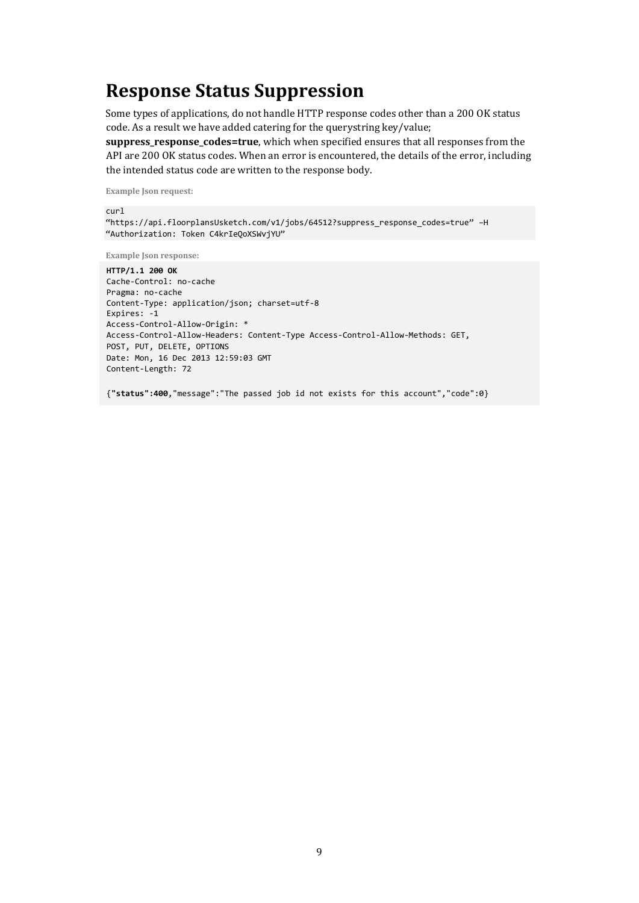# Response Status Suppression

Some types of applications, do not handle HTTP response codes other than a 200 OK status code. As a result we have added catering for the querystring key/value; **suppress_response_codes=true**, which when specified ensures that all responses from the API are 200 OK status codes. When an error is encountered, the details of the error, including the intended status code are written to the response body.

**Example Json request:**

```
curl
"https://api.floorplansUsketch.com/v1/jobs/64512?suppress_response_codes=true" –H
"Authorization: Token C4krIeQoXSWvjYU"
```

**Example Json response:**

```
HTTP/1.1 200 OK
Cache-Control: no-cache
Pragma: no-cache
Content-Type: application/json; charset=utf-8
Expires: -1
Access-Control-Allow-Origin: *
Access-Control-Allow-Headers: Content-Type Access-Control-Allow-Methods: GET,
POST, PUT, DELETE, OPTIONS
Date: Mon, 16 Dec 2013 12:59:03 GMT
Content-Length: 72

{"status":400,"message":"The passed job id not exists for this account","code":0}
```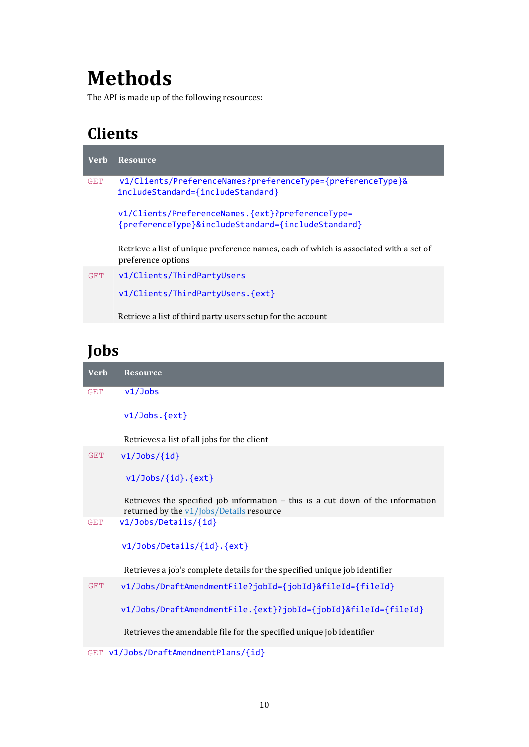# Methods

The API is made up of the following resources:

## Clients

| Verb | Resource |
|---|---|
| GET | v1/Clients/PreferenceNames?preferenceType={preferenceType}&includeStandard={includeStandard}<br><br>v1/Clients/PreferenceNames.{ext}?preferenceType={preferenceType}&includeStandard={includeStandard}<br><br>Retrieve a list of unique preference names, each of which is associated with a set of preference options |
| GET | v1/Clients/ThirdPartyUsers<br><br>v1/Clients/ThirdPartyUsers.{ext}<br><br>Retrieve a list of third party users setup for the account |

## Jobs

| Verb | Resource |
|---|---|
| GET | v1/Jobs<br><br>v1/Jobs.{ext}<br><br>Retrieves a list of all jobs for the client |
| GET | v1/Jobs/{id}<br><br>v1/Jobs/{id}.{ext}<br><br>Retrieves the specified job information – this is a cut down of the information returned by the v1/Jobs/Details resource |
| GET | v1/Jobs/Details/{id}<br><br>v1/Jobs/Details/{id}.{ext}<br><br>Retrieves a job's complete details for the specified unique job identifier |
| GET | v1/Jobs/DraftAmendmentFile?jobId={jobId}&fileId={fileId}<br><br>v1/Jobs/DraftAmendmentFile.{ext}?jobId={jobId}&fileId={fileId}<br><br>Retrieves the amendable file for the specified unique job identifier |
| GET | v1/Jobs/DraftAmendmentPlans/{id} |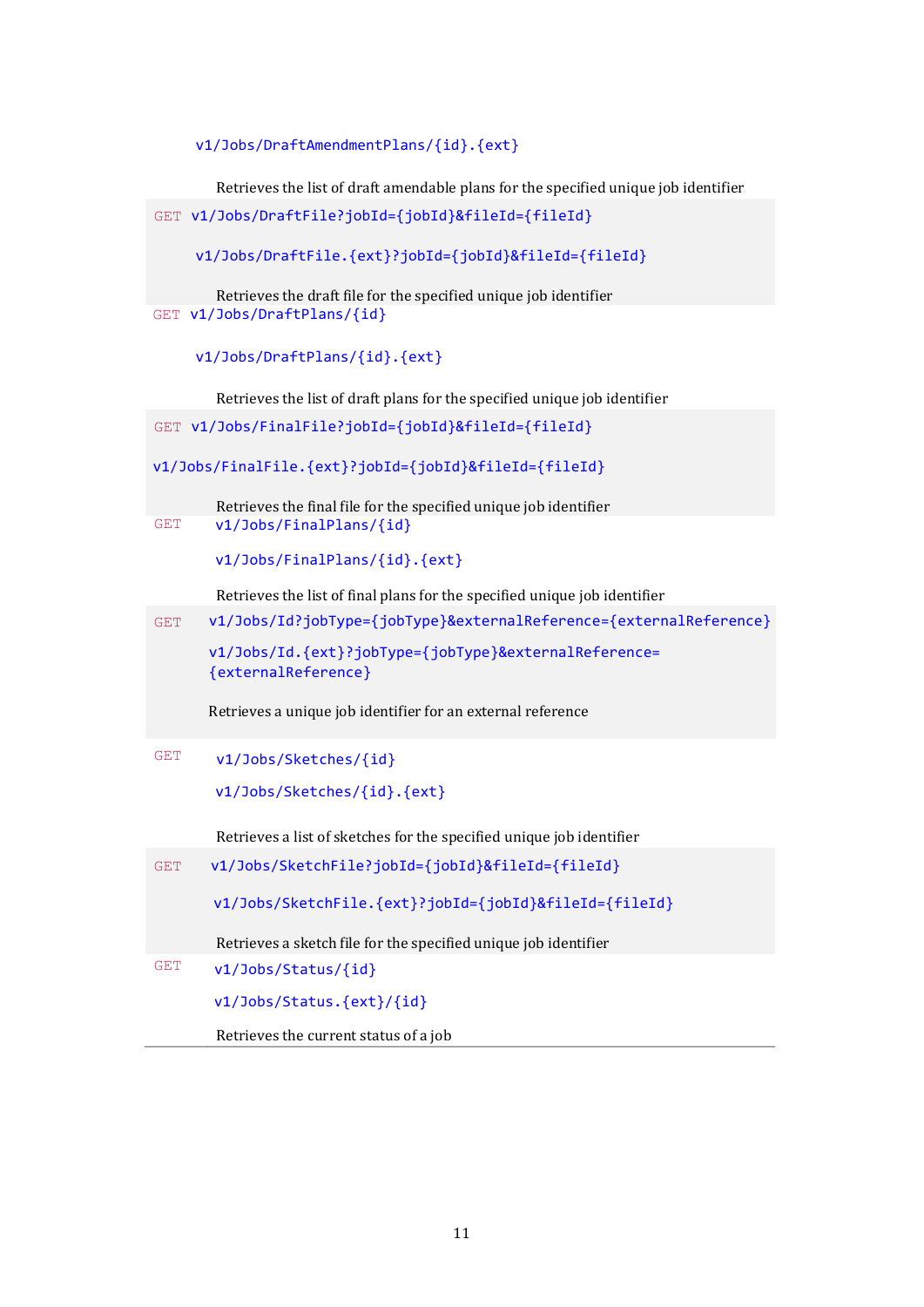| | |
|---|---|
| | `v1/Jobs/DraftAmendmentPlans/{id}.{ext}`<br><br>Retrieves the list of draft amendable plans for the specified unique job identifier |
| GET | `v1/Jobs/DraftFile?jobId={jobId}&fileId={fileId}`<br><br>`v1/Jobs/DraftFile.{ext}?jobId={jobId}&fileId={fileId}`<br><br>Retrieves the draft file for the specified unique job identifier |
| GET | `v1/Jobs/DraftPlans/{id}`<br><br>`v1/Jobs/DraftPlans/{id}.{ext}`<br><br>Retrieves the list of draft plans for the specified unique job identifier |
| GET | `v1/Jobs/FinalFile?jobId={jobId}&fileId={fileId}`<br><br>`v1/Jobs/FinalFile.{ext}?jobId={jobId}&fileId={fileId}`<br><br>Retrieves the final file for the specified unique job identifier |
| GET | `v1/Jobs/FinalPlans/{id}`<br><br>`v1/Jobs/FinalPlans/{id}.{ext}`<br><br>Retrieves the list of final plans for the specified unique job identifier |
| GET | `v1/Jobs/Id?jobType={jobType}&externalReference={externalReference}`<br><br>`v1/Jobs/Id.{ext}?jobType={jobType}&externalReference={externalReference}`<br><br>Retrieves a unique job identifier for an external reference |
| GET | `v1/Jobs/Sketches/{id}`<br><br>`v1/Jobs/Sketches/{id}.{ext}`<br><br>Retrieves a list of sketches for the specified unique job identifier |
| GET | `v1/Jobs/SketchFile?jobId={jobId}&fileId={fileId}`<br><br>`v1/Jobs/SketchFile.{ext}?jobId={jobId}&fileId={fileId}`<br><br>Retrieves a sketch file for the specified unique job identifier |
| GET | `v1/Jobs/Status/{id}`<br><br>`v1/Jobs/Status.{ext}/{id}`<br><br>Retrieves the current status of a job |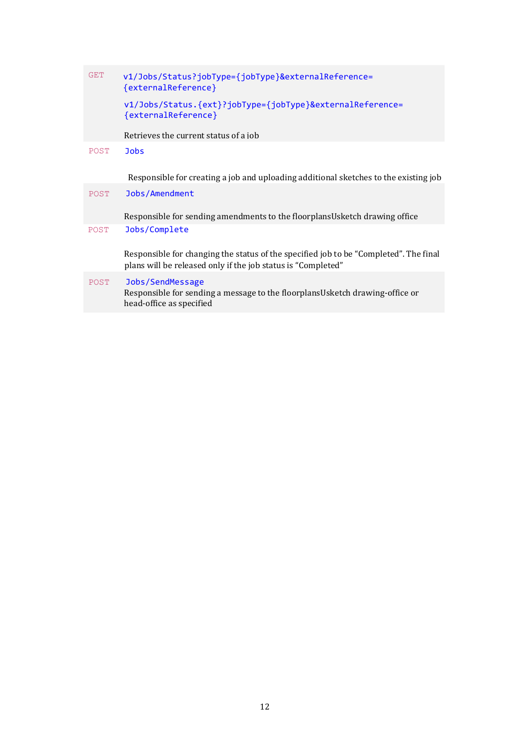| | |
|---|---|
| GET | `v1/Jobs/Status?jobType={jobType}&externalReference={externalReference}`<br><br>`v1/Jobs/Status.{ext}?jobType={jobType}&externalReference={externalReference}`<br><br>Retrieves the current status of a job |
| POST | `Jobs`<br><br>Responsible for creating a job and uploading additional sketches to the existing job |
| POST | `Jobs/Amendment`<br><br>Responsible for sending amendments to the floorplansUsketch drawing office |
| POST | `Jobs/Complete`<br><br>Responsible for changing the status of the specified job to be "Completed". The final plans will be released only if the job status is "Completed" |
| POST | `Jobs/SendMessage`<br>Responsible for sending a message to the floorplansUsketch drawing-office or head-office as specified |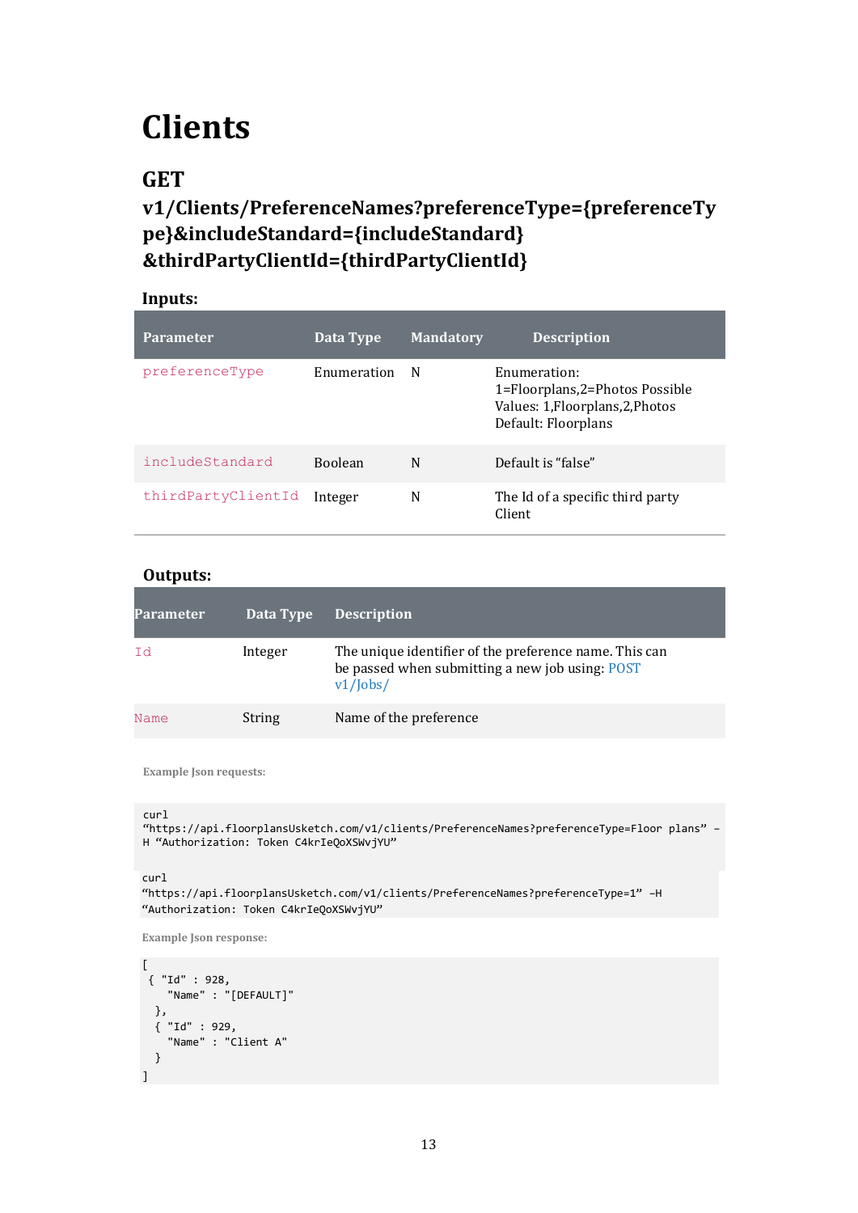# Clients

## GET v1/Clients/PreferenceNames?preferenceType={preferenceType}&includeStandard={includeStandard}&thirdPartyClientId={thirdPartyClientId}

### Inputs:

| Parameter | Data Type | Mandatory | Description |
|---|---|---|---|
| preferenceType | Enumeration | N | Enumeration: 1=Floorplans,2=Photos Possible Values: 1,Floorplans,2,Photos Default: Floorplans |
| includeStandard | Boolean | N | Default is “false” |
| thirdPartyClientId | Integer | N | The Id of a specific third party Client |

### Outputs:

| Parameter | Data Type | Description |
|---|---|---|
| Id | Integer | The unique identifier of the preference name. This can be passed when submitting a new job using: POST v1/Jobs/ |
| Name | String | Name of the preference |

Example Json requests:

```
curl
“https://api.floorplansUsketch.com/v1/clients/PreferenceNames?preferenceType=Floor plans” -
H “Authorization: Token C4krIeQoXSWvjYU”
```

```
curl
“https://api.floorplansUsketch.com/v1/clients/PreferenceNames?preferenceType=1” -H
“Authorization: Token C4krIeQoXSWvjYU”
```

Example Json response:

```
[
 { "Id" : 928,
   "Name" : "[DEFAULT]"
  },
  { "Id" : 929,
   "Name" : "Client A"
  }
]
```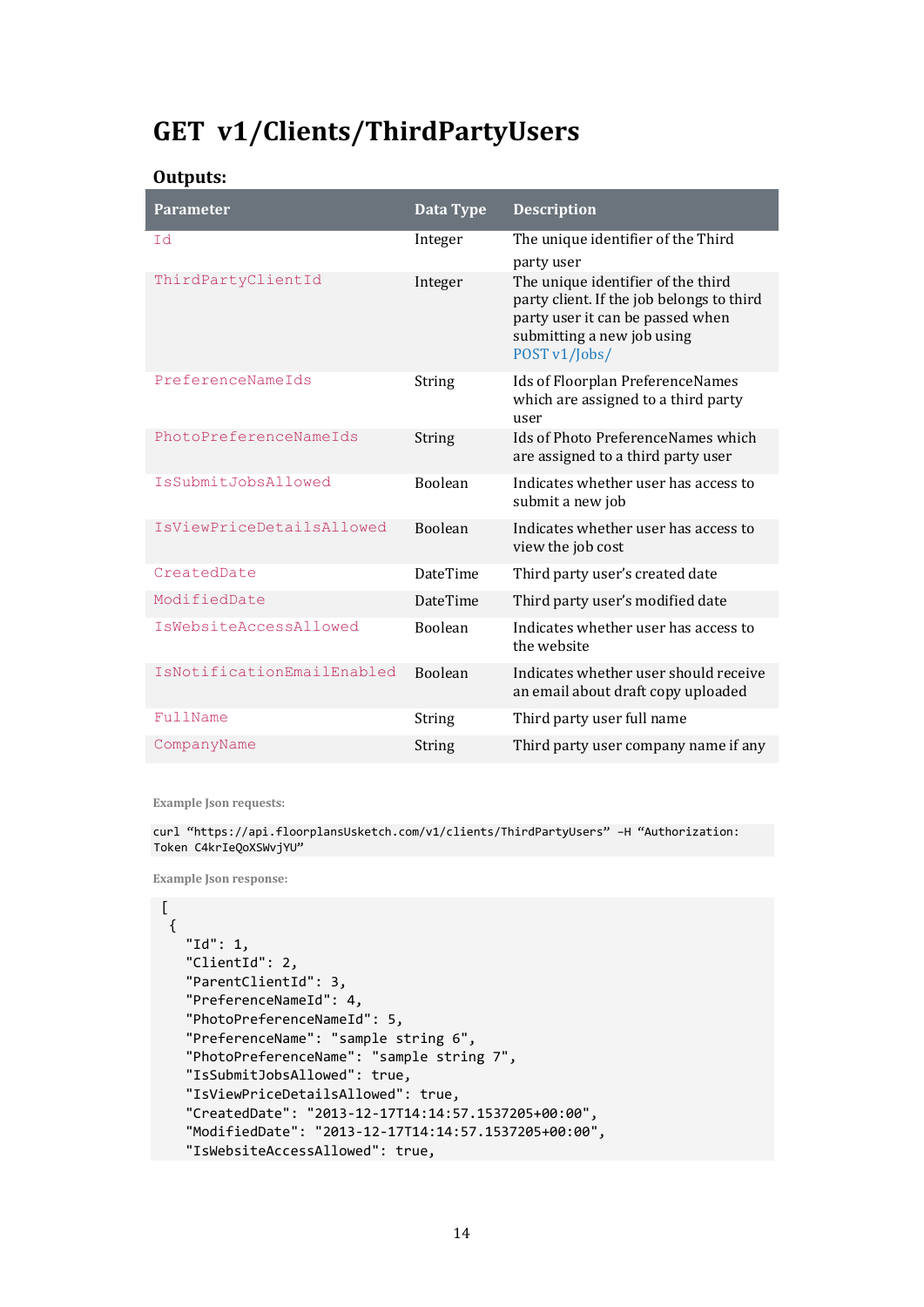# GET v1/Clients/ThirdPartyUsers

**Outputs:**

| Parameter | Data Type | Description |
| --- | --- | --- |
| Id | Integer | The unique identifier of the Third party user |
| ThirdPartyClientId | Integer | The unique identifier of the third party client. If the job belongs to third party user it can be passed when submitting a new job using POST v1/Jobs/ |
| PreferenceNameIds | String | Ids of Floorplan PreferenceNames which are assigned to a third party user |
| PhotoPreferenceNameIds | String | Ids of Photo PreferenceNames which are assigned to a third party user |
| IsSubmitJobsAllowed | Boolean | Indicates whether user has access to submit a new job |
| IsViewPriceDetailsAllowed | Boolean | Indicates whether user has access to view the job cost |
| CreatedDate | DateTime | Third party user's created date |
| ModifiedDate | DateTime | Third party user's modified date |
| IsWebsiteAccessAllowed | Boolean | Indicates whether user has access to the website |
| IsNotificationEmailEnabled | Boolean | Indicates whether user should receive an email about draft copy uploaded |
| FullName | String | Third party user full name |
| CompanyName | String | Third party user company name if any |

**Example Json requests:**

```
curl "https://api.floorplansUsketch.com/v1/clients/ThirdPartyUsers" -H "Authorization: Token C4krIeQoXSWvjYU"
```

**Example Json response:**

```
[
 {
   "Id": 1,
   "ClientId": 2,
   "ParentClientId": 3,
   "PreferenceNameId": 4,
   "PhotoPreferenceNameId": 5,
   "PreferenceName": "sample string 6",
   "PhotoPreferenceName": "sample string 7",
   "IsSubmitJobsAllowed": true,
   "IsViewPriceDetailsAllowed": true,
   "CreatedDate": "2013-12-17T14:14:57.1537205+00:00",
   "ModifiedDate": "2013-12-17T14:14:57.1537205+00:00",
   "IsWebsiteAccessAllowed": true,
```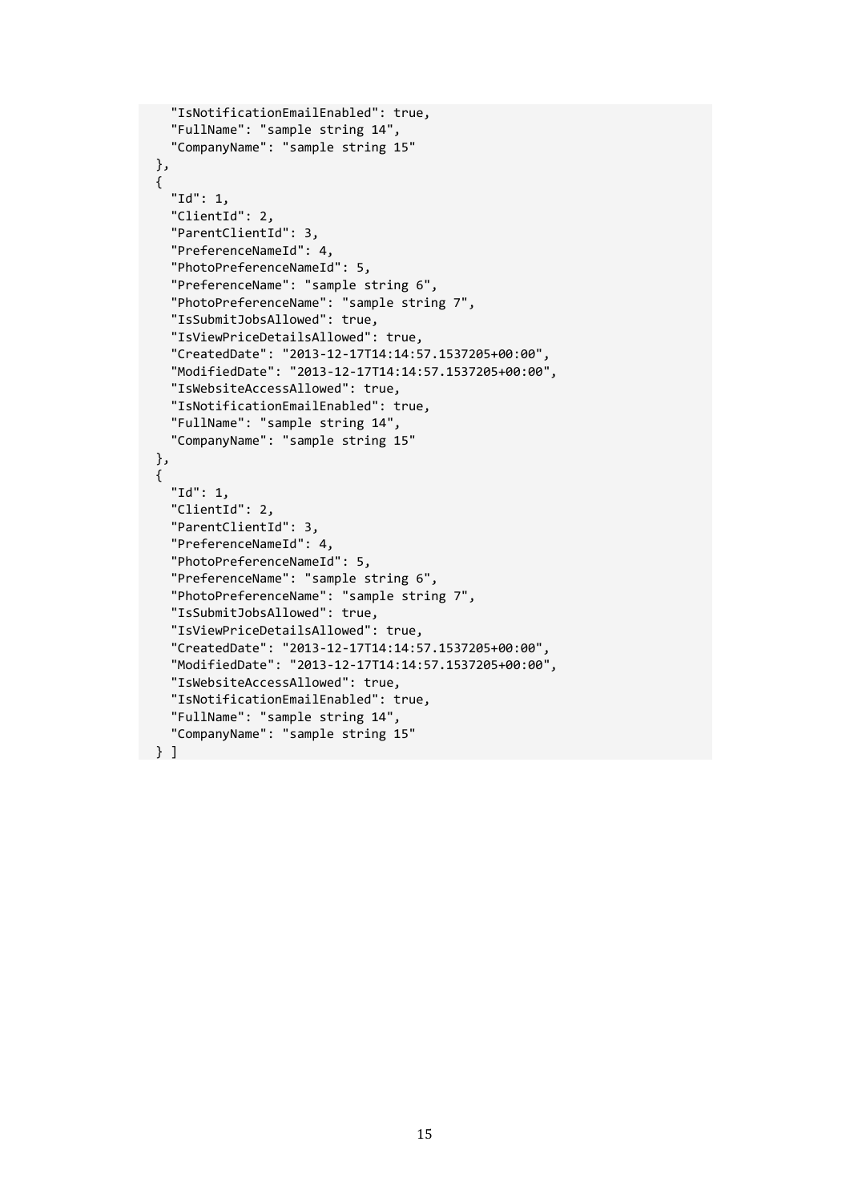```
    "IsNotificationEmailEnabled": true,
    "FullName": "sample string 14",
    "CompanyName": "sample string 15"
  },
  {
    "Id": 1,
    "ClientId": 2,
    "ParentClientId": 3,
    "PreferenceNameId": 4,
    "PhotoPreferenceNameId": 5,
    "PreferenceName": "sample string 6",
    "PhotoPreferenceName": "sample string 7",
    "IsSubmitJobsAllowed": true,
    "IsViewPriceDetailsAllowed": true,
    "CreatedDate": "2013-12-17T14:14:57.1537205+00:00",
    "ModifiedDate": "2013-12-17T14:14:57.1537205+00:00",
    "IsWebsiteAccessAllowed": true,
    "IsNotificationEmailEnabled": true,
    "FullName": "sample string 14",
    "CompanyName": "sample string 15"
  },
  {
    "Id": 1,
    "ClientId": 2,
    "ParentClientId": 3,
    "PreferenceNameId": 4,
    "PhotoPreferenceNameId": 5,
    "PreferenceName": "sample string 6",
    "PhotoPreferenceName": "sample string 7",
    "IsSubmitJobsAllowed": true,
    "IsViewPriceDetailsAllowed": true,
    "CreatedDate": "2013-12-17T14:14:57.1537205+00:00",
    "ModifiedDate": "2013-12-17T14:14:57.1537205+00:00",
    "IsWebsiteAccessAllowed": true,
    "IsNotificationEmailEnabled": true,
    "FullName": "sample string 14",
    "CompanyName": "sample string 15"
  } ]
```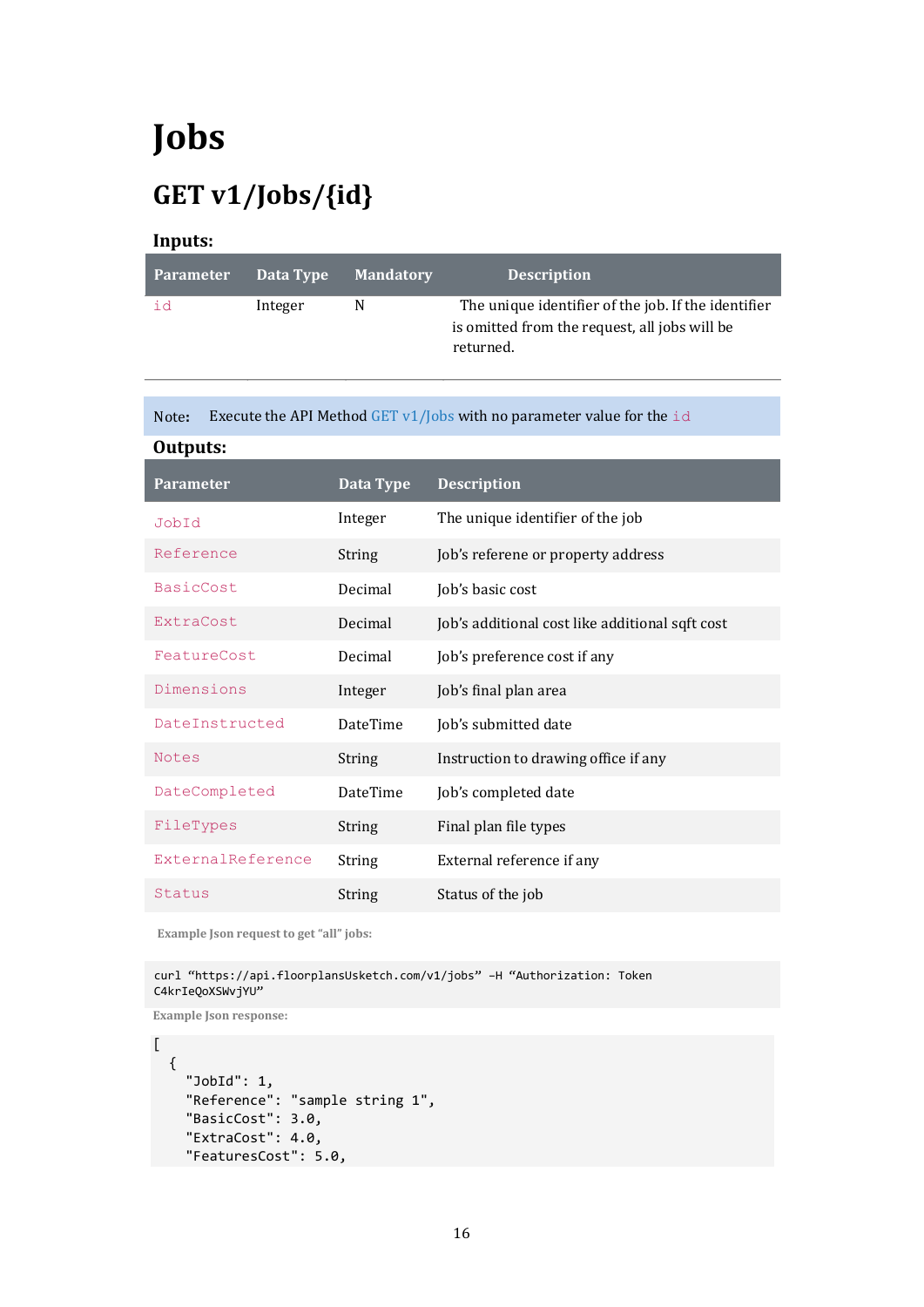# Jobs

## GET v1/Jobs/{id}

### Inputs:

| Parameter | Data Type | Mandatory | Description |
|---|---|---|---|
| `id` | Integer | N | The unique identifier of the job. If the identifier is omitted from the request, all jobs will be returned. |

Note: Execute the API Method GET v1/Jobs with no parameter value for the `id`

### Outputs:

| Parameter | Data Type | Description |
|---|---|---|
| `JobId` | Integer | The unique identifier of the job |
| `Reference` | String | Job's referene or property address |
| `BasicCost` | Decimal | Job's basic cost |
| `ExtraCost` | Decimal | Job's additional cost like additional sqft cost |
| `FeatureCost` | Decimal | Job's preference cost if any |
| `Dimensions` | Integer | Job's final plan area |
| `DateInstructed` | DateTime | Job's submitted date |
| `Notes` | String | Instruction to drawing office if any |
| `DateCompleted` | DateTime | Job's completed date |
| `FileTypes` | String | Final plan file types |
| `ExternalReference` | String | External reference if any |
| `Status` | String | Status of the job |

**Example Json request to get "all" jobs:**

```
curl "https://api.floorplansUsketch.com/v1/jobs" -H "Authorization: Token
C4krIeQoXSWvjYU"
```

**Example Json response:**

```
[
  {
    "JobId": 1,
    "Reference": "sample string 1",
    "BasicCost": 3.0,
    "ExtraCost": 4.0,
    "FeaturesCost": 5.0,
```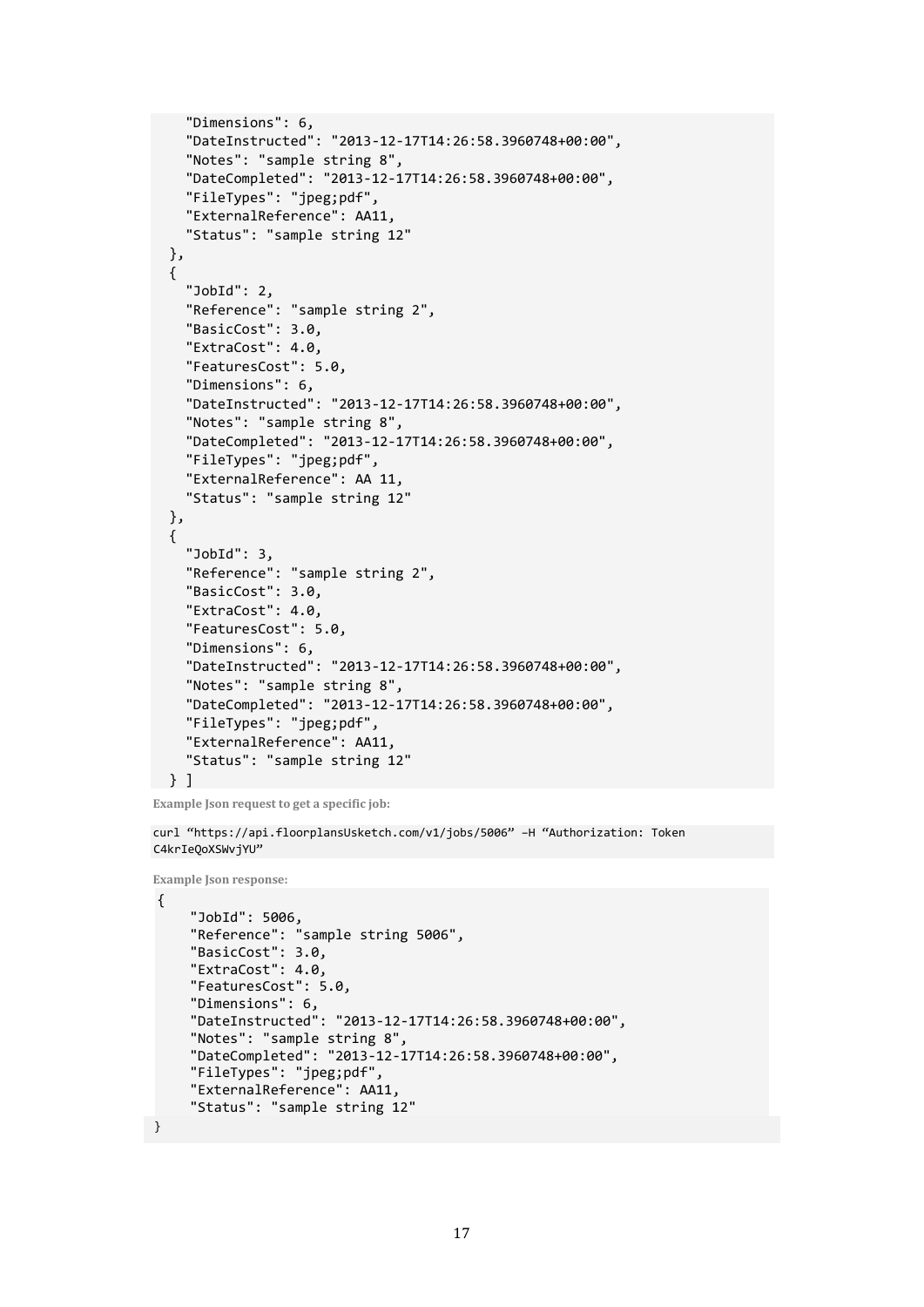```
    "Dimensions": 6,
    "DateInstructed": "2013-12-17T14:26:58.3960748+00:00",
    "Notes": "sample string 8",
    "DateCompleted": "2013-12-17T14:26:58.3960748+00:00",
    "FileTypes": "jpeg;pdf",
    "ExternalReference": AA11,
    "Status": "sample string 12"
  },
  {
    "JobId": 2,
    "Reference": "sample string 2",
    "BasicCost": 3.0,
    "ExtraCost": 4.0,
    "FeaturesCost": 5.0,
    "Dimensions": 6,
    "DateInstructed": "2013-12-17T14:26:58.3960748+00:00",
    "Notes": "sample string 8",
    "DateCompleted": "2013-12-17T14:26:58.3960748+00:00",
    "FileTypes": "jpeg;pdf",
    "ExternalReference": AA 11,
    "Status": "sample string 12"
  },
  {
    "JobId": 3,
    "Reference": "sample string 2",
    "BasicCost": 3.0,
    "ExtraCost": 4.0,
    "FeaturesCost": 5.0,
    "Dimensions": 6,
    "DateInstructed": "2013-12-17T14:26:58.3960748+00:00",
    "Notes": "sample string 8",
    "DateCompleted": "2013-12-17T14:26:58.3960748+00:00",
    "FileTypes": "jpeg;pdf",
    "ExternalReference": AA11,
    "Status": "sample string 12"
  } ]
```

**Example Json request to get a specific job:**

```
curl "https://api.floorplansUsketch.com/v1/jobs/5006" –H "Authorization: Token C4krIeQoXSWvjYU"
```

**Example Json response:**

```
{
    "JobId": 5006,
    "Reference": "sample string 5006",
    "BasicCost": 3.0,
    "ExtraCost": 4.0,
    "FeaturesCost": 5.0,
    "Dimensions": 6,
    "DateInstructed": "2013-12-17T14:26:58.3960748+00:00",
    "Notes": "sample string 8",
    "DateCompleted": "2013-12-17T14:26:58.3960748+00:00",
    "FileTypes": "jpeg;pdf",
    "ExternalReference": AA11,
    "Status": "sample string 12"
}
```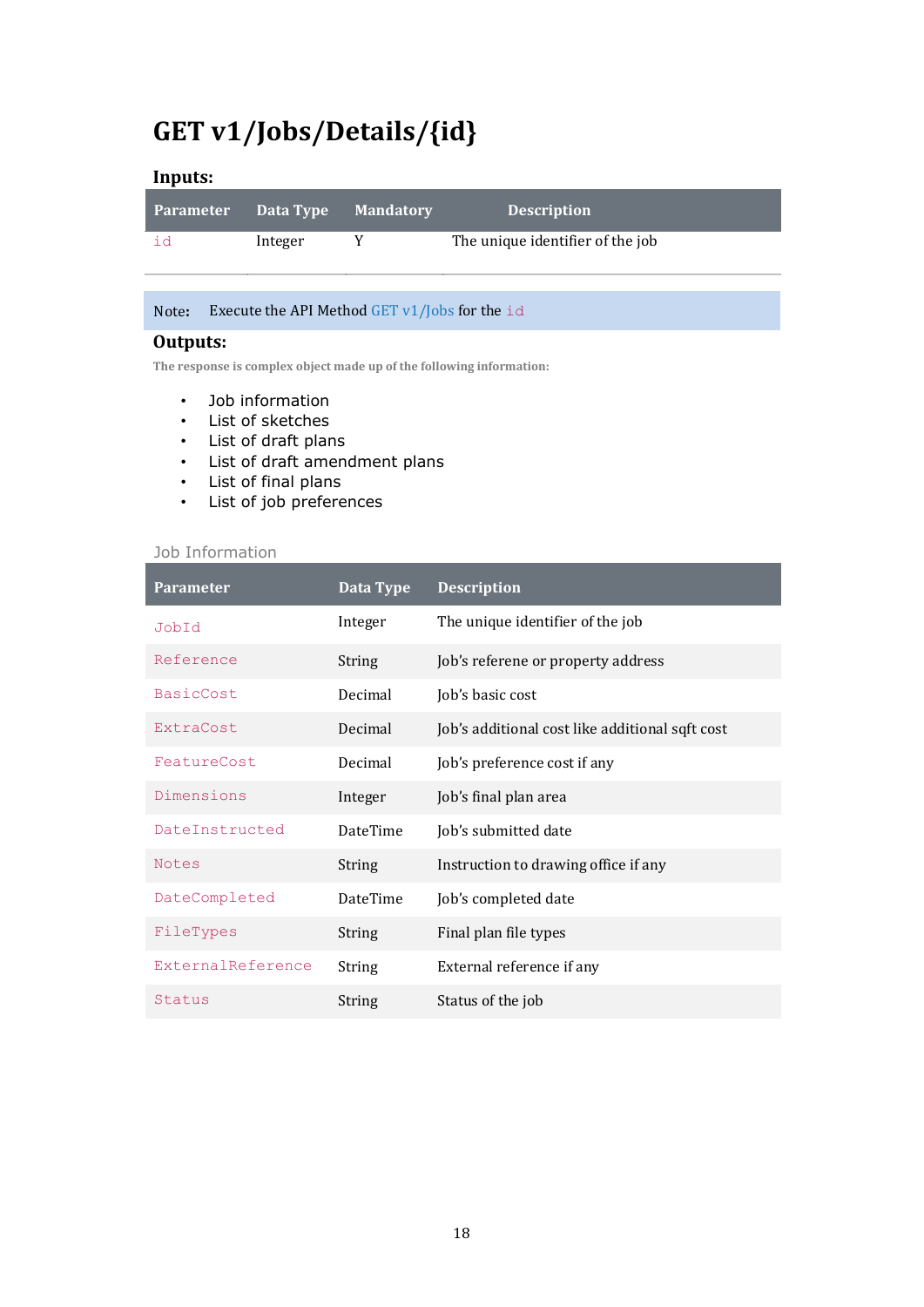# GET v1/Jobs/Details/{id}

## Inputs:

| Parameter | Data Type | Mandatory | Description |
|---|---|---|---|
| `id` | Integer | Y | The unique identifier of the job |

Note: Execute the API Method GET v1/Jobs for the `id`

## Outputs:

The response is complex object made up of the following information:

- Job information
- List of sketches
- List of draft plans
- List of draft amendment plans
- List of final plans
- List of job preferences

### Job Information

| Parameter | Data Type | Description |
|---|---|---|
| `JobId` | Integer | The unique identifier of the job |
| `Reference` | String | Job's referene or property address |
| `BasicCost` | Decimal | Job's basic cost |
| `ExtraCost` | Decimal | Job's additional cost like additional sqft cost |
| `FeatureCost` | Decimal | Job's preference cost if any |
| `Dimensions` | Integer | Job's final plan area |
| `DateInstructed` | DateTime | Job's submitted date |
| `Notes` | String | Instruction to drawing office if any |
| `DateCompleted` | DateTime | Job's completed date |
| `FileTypes` | String | Final plan file types |
| `ExternalReference` | String | External reference if any |
| `Status` | String | Status of the job |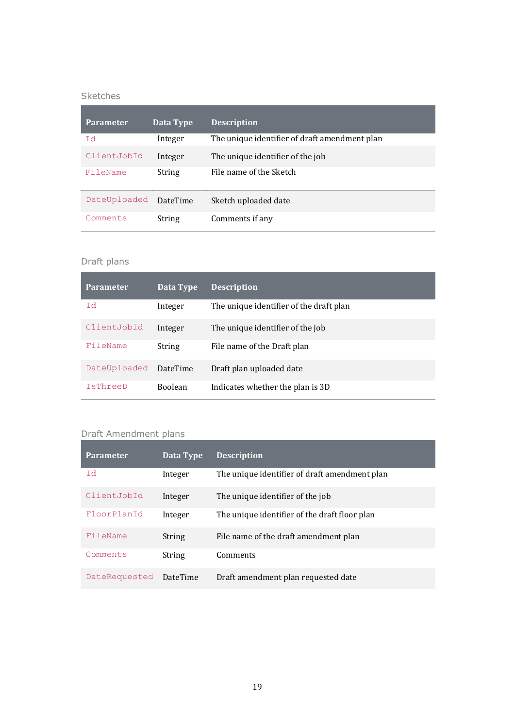### Sketches

| Parameter | Data Type | Description |
|---|---|---|
| `Id` | Integer | The unique identifier of draft amendment plan |
| `ClientJobId` | Integer | The unique identifier of the job |
| `FileName` | String | File name of the Sketch |
| `DateUploaded` | DateTime | Sketch uploaded date |
| `Comments` | String | Comments if any |

### Draft plans

| Parameter | Data Type | Description |
|---|---|---|
| `Id` | Integer | The unique identifier of the draft plan |
| `ClientJobId` | Integer | The unique identifier of the job |
| `FileName` | String | File name of the Draft plan |
| `DateUploaded` | DateTime | Draft plan uploaded date |
| `IsThreeD` | Boolean | Indicates whether the plan is 3D |

### Draft Amendment plans

| Parameter | Data Type | Description |
|---|---|---|
| `Id` | Integer | The unique identifier of draft amendment plan |
| `ClientJobId` | Integer | The unique identifier of the job |
| `FloorPlanId` | Integer | The unique identifier of the draft floor plan |
| `FileName` | String | File name of the draft amendment plan |
| `Comments` | String | Comments |
| `DateRequested` | DateTime | Draft amendment plan requested date |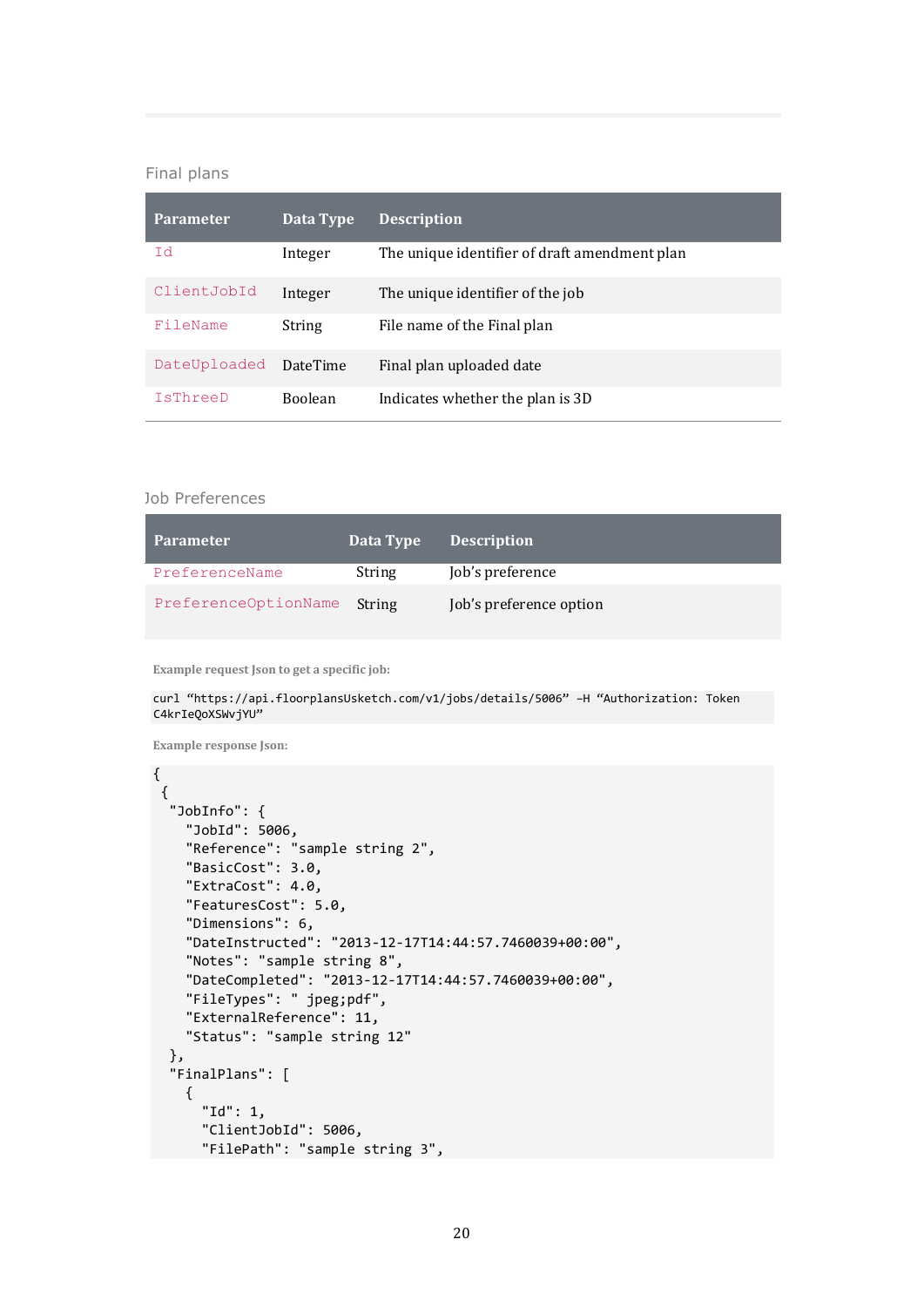### Final plans

| Parameter | Data Type | Description |
| --- | --- | --- |
| `Id` | Integer | The unique identifier of draft amendment plan |
| `ClientJobId` | Integer | The unique identifier of the job |
| `FileName` | String | File name of the Final plan |
| `DateUploaded` | DateTime | Final plan uploaded date |
| `IsThreeD` | Boolean | Indicates whether the plan is 3D |

### Job Preferences

| Parameter | Data Type | Description |
| --- | --- | --- |
| `PreferenceName` | String | Job's preference |
| `PreferenceOptionName` | String | Job's preference option |

**Example request Json to get a specific job:**

```
curl "https://api.floorplansUsketch.com/v1/jobs/details/5006" –H "Authorization: Token C4krIeQoXSWvjYU"
```

**Example response Json:**

```
{
 {
  "JobInfo": {
    "JobId": 5006,
    "Reference": "sample string 2",
    "BasicCost": 3.0,
    "ExtraCost": 4.0,
    "FeaturesCost": 5.0,
    "Dimensions": 6,
    "DateInstructed": "2013-12-17T14:44:57.7460039+00:00",
    "Notes": "sample string 8",
    "DateCompleted": "2013-12-17T14:44:57.7460039+00:00",
    "FileTypes": " jpeg;pdf",
    "ExternalReference": 11,
    "Status": "sample string 12"
  },
  "FinalPlans": [
    {
      "Id": 1,
      "ClientJobId": 5006,
      "FilePath": "sample string 3",
```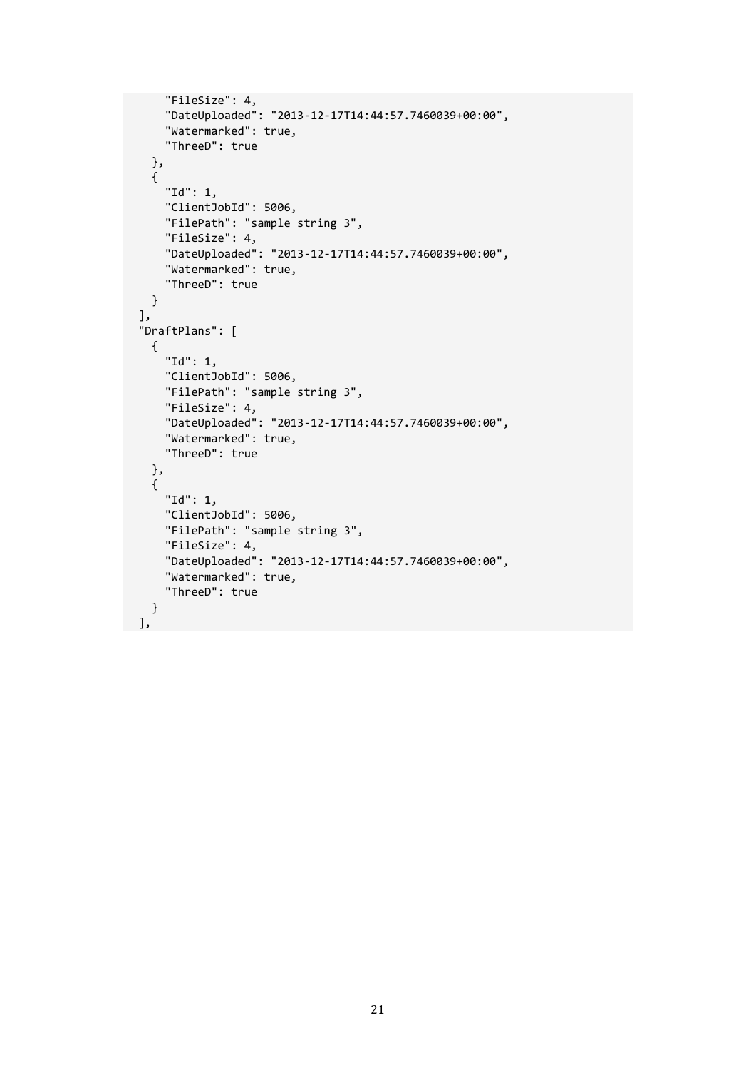```
      "FileSize": 4,
      "DateUploaded": "2013-12-17T14:44:57.7460039+00:00",
      "Watermarked": true,
      "ThreeD": true
    },
    {
      "Id": 1,
      "ClientJobId": 5006,
      "FilePath": "sample string 3",
      "FileSize": 4,
      "DateUploaded": "2013-12-17T14:44:57.7460039+00:00",
      "Watermarked": true,
      "ThreeD": true
    }
  ],
  "DraftPlans": [
    {
      "Id": 1,
      "ClientJobId": 5006,
      "FilePath": "sample string 3",
      "FileSize": 4,
      "DateUploaded": "2013-12-17T14:44:57.7460039+00:00",
      "Watermarked": true,
      "ThreeD": true
    },
    {
      "Id": 1,
      "ClientJobId": 5006,
      "FilePath": "sample string 3",
      "FileSize": 4,
      "DateUploaded": "2013-12-17T14:44:57.7460039+00:00",
      "Watermarked": true,
      "ThreeD": true
    }
  ],
```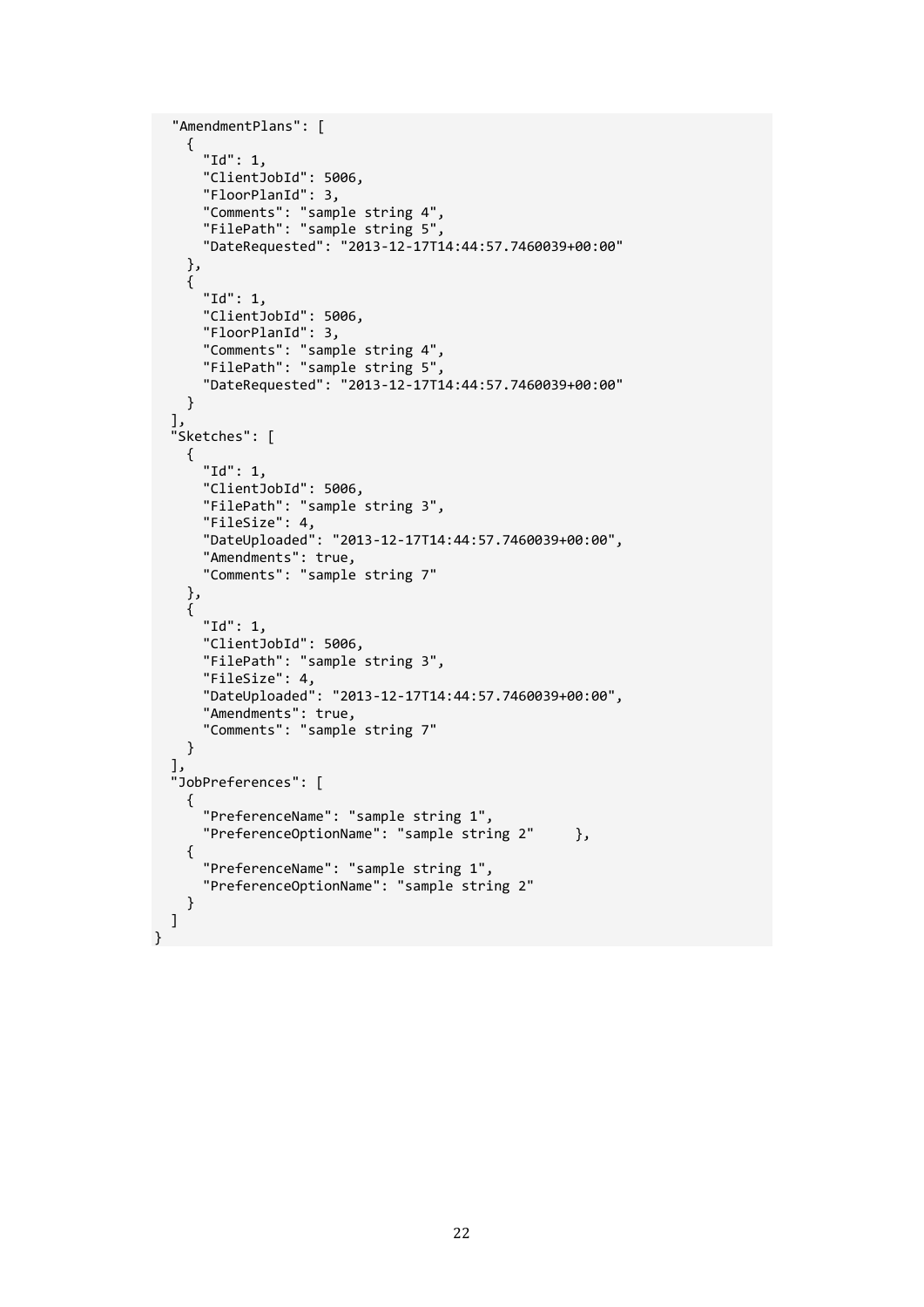```
  "AmendmentPlans": [
    {
      "Id": 1,
      "ClientJobId": 5006,
      "FloorPlanId": 3,
      "Comments": "sample string 4",
      "FilePath": "sample string 5",
      "DateRequested": "2013-12-17T14:44:57.7460039+00:00"
    },
    {
      "Id": 1,
      "ClientJobId": 5006,
      "FloorPlanId": 3,
      "Comments": "sample string 4",
      "FilePath": "sample string 5",
      "DateRequested": "2013-12-17T14:44:57.7460039+00:00"
    }
  ],
  "Sketches": [
    {
      "Id": 1,
      "ClientJobId": 5006,
      "FilePath": "sample string 3",
      "FileSize": 4,
      "DateUploaded": "2013-12-17T14:44:57.7460039+00:00",
      "Amendments": true,
      "Comments": "sample string 7"
    },
    {
      "Id": 1,
      "ClientJobId": 5006,
      "FilePath": "sample string 3",
      "FileSize": 4,
      "DateUploaded": "2013-12-17T14:44:57.7460039+00:00",
      "Amendments": true,
      "Comments": "sample string 7"
    }
  ],
  "JobPreferences": [
    {
      "PreferenceName": "sample string 1",
      "PreferenceOptionName": "sample string 2"     },
    {
      "PreferenceName": "sample string 1",
      "PreferenceOptionName": "sample string 2"
    }
  ]
}
```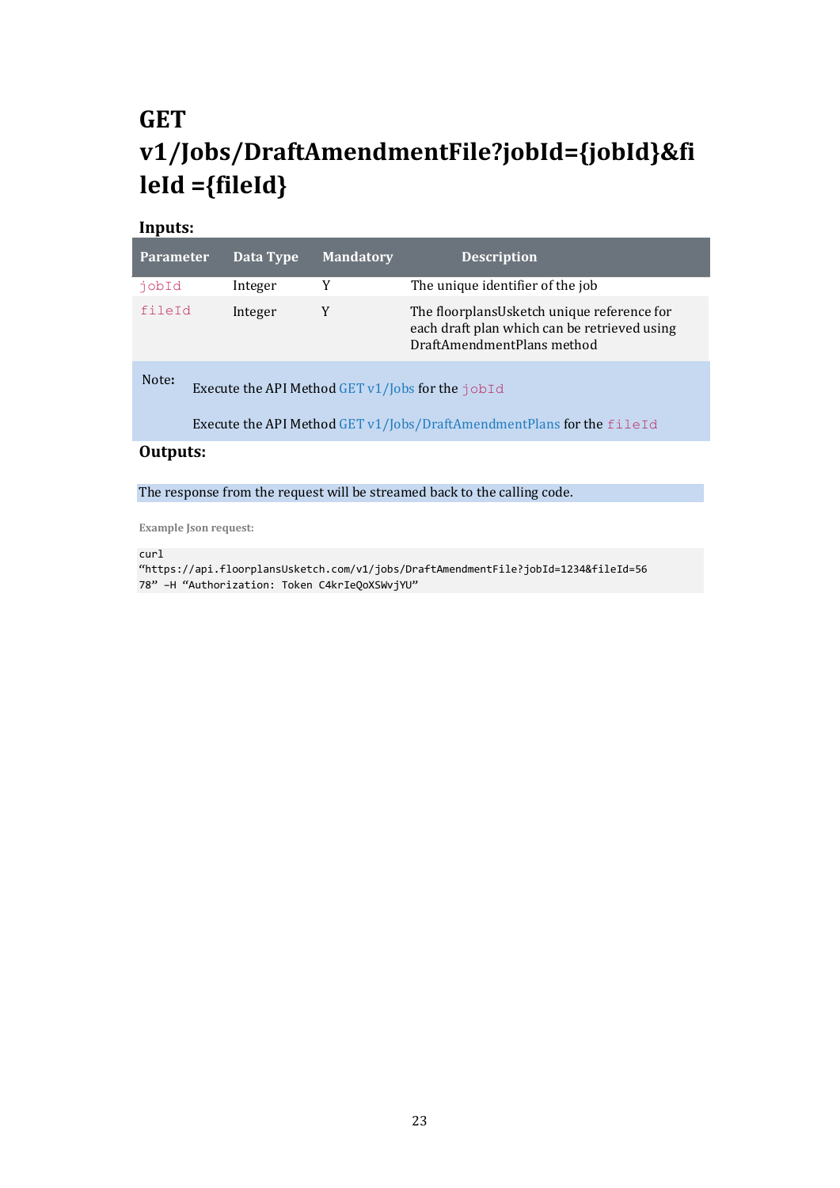# GET v1/Jobs/DraftAmendmentFile?jobId={jobId}&fileId ={fileId}

## Inputs:

| Parameter | Data Type | Mandatory | Description |
|---|---|---|---|
| `jobId` | Integer | Y | The unique identifier of the job |
| `fileId` | Integer | Y | The floorplansUsketch unique reference for each draft plan which can be retrieved using DraftAmendmentPlans method |

Note:

Execute the API Method GET v1/Jobs for the `jobId`

Execute the API Method GET v1/Jobs/DraftAmendmentPlans for the `fileId`

## Outputs:

The response from the request will be streamed back to the calling code.

**Example Json request:**

```
curl
"https://api.floorplansUsketch.com/v1/jobs/DraftAmendmentFile?jobId=1234&fileId=5678" –H "Authorization: Token C4krIeQoXSWvjYU"
```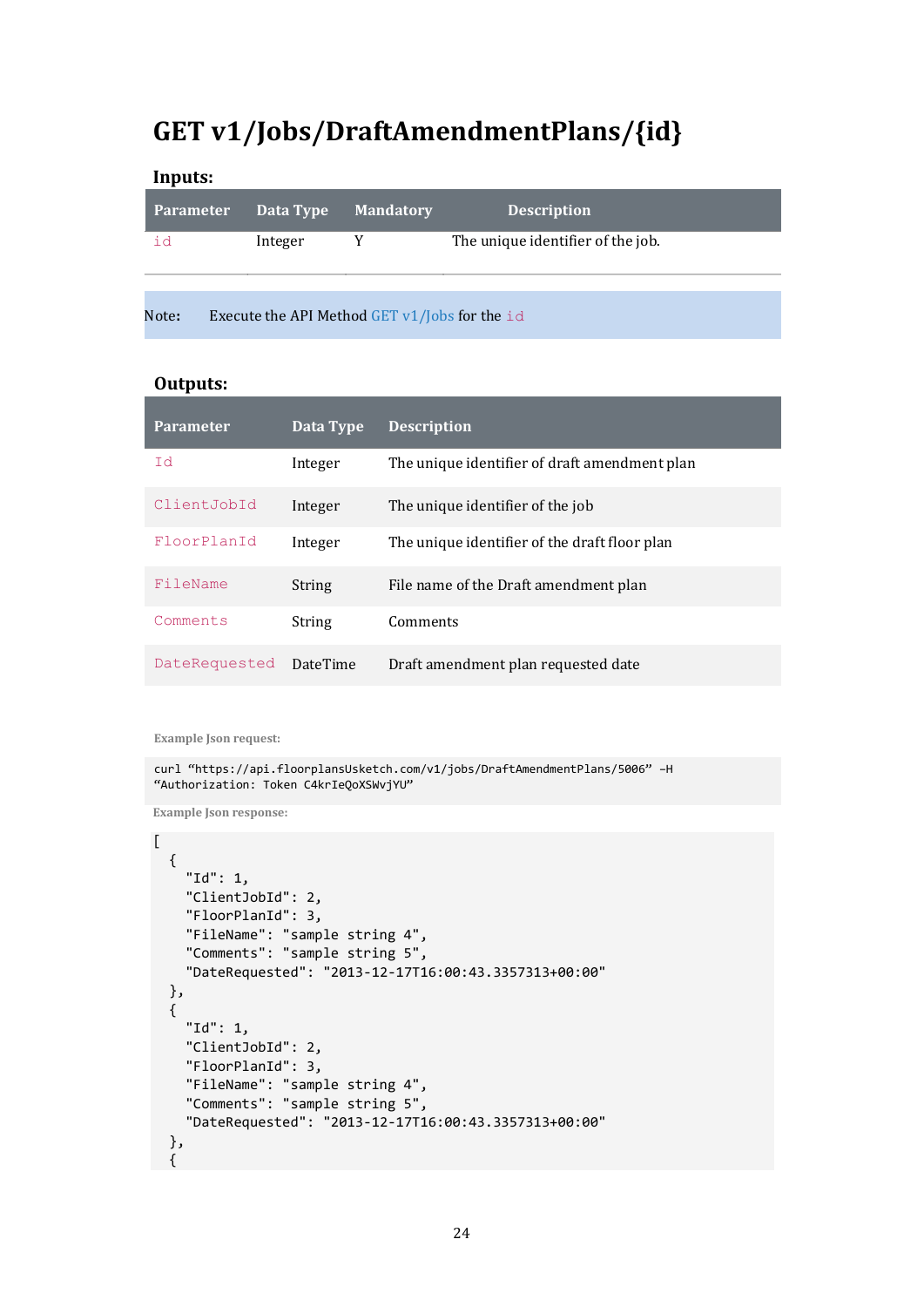# GET v1/Jobs/DraftAmendmentPlans/{id}

**Inputs:**

| Parameter | Data Type | Mandatory | Description |
|---|---|---|---|
| `id` | Integer | Y | The unique identifier of the job. |

Note: Execute the API Method GET v1/Jobs for the `id`

**Outputs:**

| Parameter | Data Type | Description |
|---|---|---|
| `Id` | Integer | The unique identifier of draft amendment plan |
| `ClientJobId` | Integer | The unique identifier of the job |
| `FloorPlanId` | Integer | The unique identifier of the draft floor plan |
| `FileName` | String | File name of the Draft amendment plan |
| `Comments` | String | Comments |
| `DateRequested` | DateTime | Draft amendment plan requested date |

**Example Json request:**

```
curl "https://api.floorplansUsketch.com/v1/jobs/DraftAmendmentPlans/5006" -H
"Authorization: Token C4krIeQoXSWvjYU"
```

**Example Json response:**

```
[
  {
    "Id": 1,
    "ClientJobId": 2,
    "FloorPlanId": 3,
    "FileName": "sample string 4",
    "Comments": "sample string 5",
    "DateRequested": "2013-12-17T16:00:43.3357313+00:00"
  },
  {
    "Id": 1,
    "ClientJobId": 2,
    "FloorPlanId": 3,
    "FileName": "sample string 4",
    "Comments": "sample string 5",
    "DateRequested": "2013-12-17T16:00:43.3357313+00:00"
  },
  {
```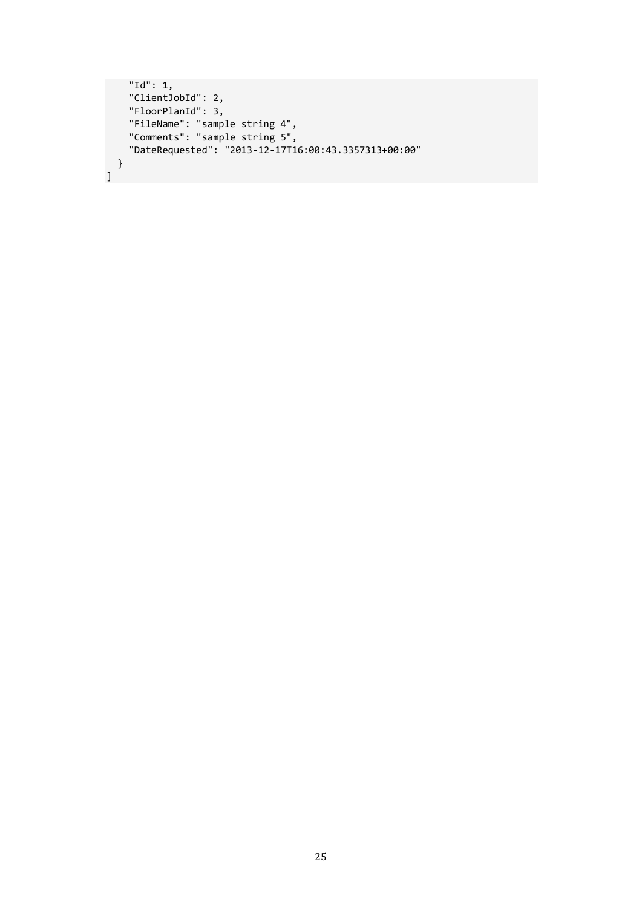```
    "Id": 1,
    "ClientJobId": 2,
    "FloorPlanId": 3,
    "FileName": "sample string 4",
    "Comments": "sample string 5",
    "DateRequested": "2013-12-17T16:00:43.3357313+00:00"
  }
]
```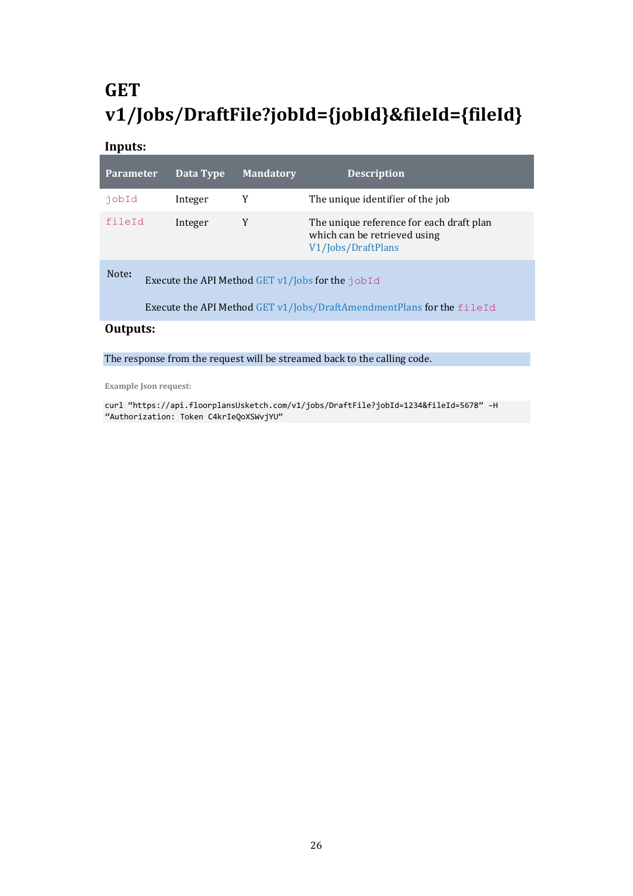# GET v1/Jobs/DraftFile?jobId={jobId}&fileId={fileId}

### Inputs:

| Parameter | Data Type | Mandatory | Description |
|---|---|---|---|
| `jobId` | Integer | Y | The unique identifier of the job |
| `fileId` | Integer | Y | The unique reference for each draft plan which can be retrieved using V1/Jobs/DraftPlans |

Note:

Execute the API Method GET v1/Jobs for the `jobId`

Execute the API Method GET v1/Jobs/DraftAmendmentPlans for the `fileId`

### Outputs:

The response from the request will be streamed back to the calling code.

**Example Json request:**

```
curl "https://api.floorplansUsketch.com/v1/jobs/DraftFile?jobId=1234&fileId=5678" -H
"Authorization: Token C4krIeQoXSWvjYU"
```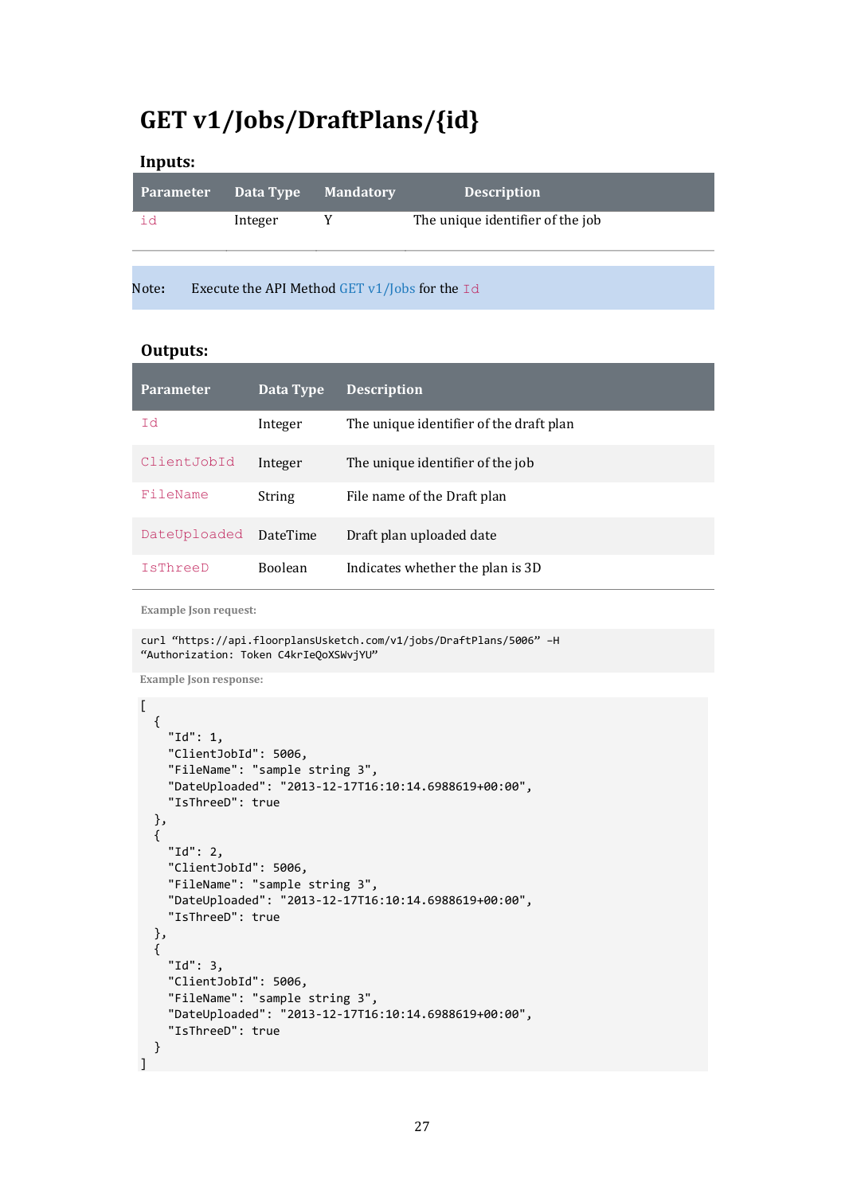# GET v1/Jobs/DraftPlans/{id}

## Inputs:

| Parameter | Data Type | Mandatory | Description |
|---|---|---|---|
| `id` | Integer | Y | The unique identifier of the job |

Note: Execute the API Method GET v1/Jobs for the `Id`

## Outputs:

| Parameter | Data Type | Description |
|---|---|---|
| `Id` | Integer | The unique identifier of the draft plan |
| `ClientJobId` | Integer | The unique identifier of the job |
| `FileName` | String | File name of the Draft plan |
| `DateUploaded` | DateTime | Draft plan uploaded date |
| `IsThreeD` | Boolean | Indicates whether the plan is 3D |

**Example Json request:**

```
curl "https://api.floorplansUsketch.com/v1/jobs/DraftPlans/5006" -H
"Authorization: Token C4krIeQoXSWvjYU"
```

**Example Json response:**

```
[
  {
    "Id": 1,
    "ClientJobId": 5006,
    "FileName": "sample string 3",
    "DateUploaded": "2013-12-17T16:10:14.6988619+00:00",
    "IsThreeD": true
  },
  {
    "Id": 2,
    "ClientJobId": 5006,
    "FileName": "sample string 3",
    "DateUploaded": "2013-12-17T16:10:14.6988619+00:00",
    "IsThreeD": true
  },
  {
    "Id": 3,
    "ClientJobId": 5006,
    "FileName": "sample string 3",
    "DateUploaded": "2013-12-17T16:10:14.6988619+00:00",
    "IsThreeD": true
  }
]
```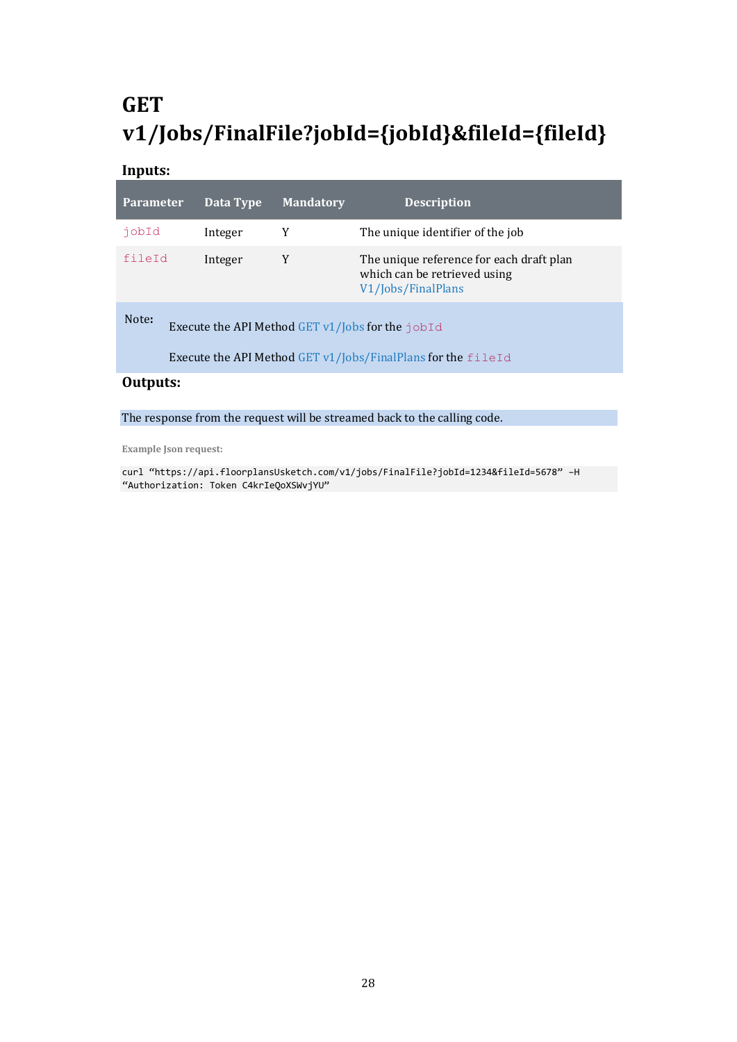# GET v1/Jobs/FinalFile?jobId={jobId}&fileId={fileId}

### Inputs:

| Parameter | Data Type | Mandatory | Description |
|---|---|---|---|
| `jobId` | Integer | Y | The unique identifier of the job |
| `fileId` | Integer | Y | The unique reference for each draft plan which can be retrieved using V1/Jobs/FinalPlans |

Note:

Execute the API Method GET v1/Jobs for the `jobId`

Execute the API Method GET v1/Jobs/FinalPlans for the `fileId`

### Outputs:

The response from the request will be streamed back to the calling code.

**Example Json request:**

```
curl "https://api.floorplansUsketch.com/v1/jobs/FinalFile?jobId=1234&fileId=5678" -H
"Authorization: Token C4krIeQoXSWvjYU"
```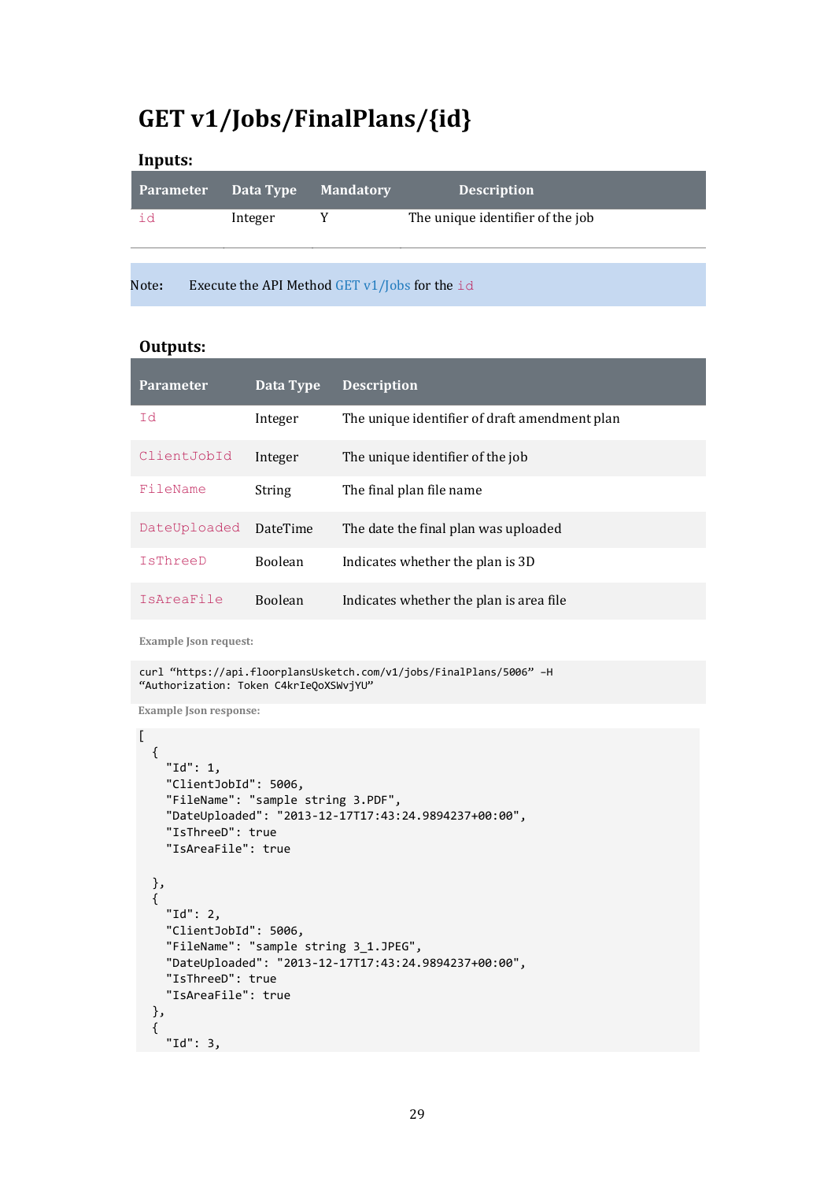# GET v1/Jobs/FinalPlans/{id}

### Inputs:

| Parameter | Data Type | Mandatory | Description |
|---|---|---|---|
| `id` | Integer | Y | The unique identifier of the job |

Note: Execute the API Method GET v1/Jobs for the `id`

### Outputs:

| Parameter | Data Type | Description |
|---|---|---|
| `Id` | Integer | The unique identifier of draft amendment plan |
| `ClientJobId` | Integer | The unique identifier of the job |
| `FileName` | String | The final plan file name |
| `DateUploaded` | DateTime | The date the final plan was uploaded |
| `IsThreeD` | Boolean | Indicates whether the plan is 3D |
| `IsAreaFile` | Boolean | Indicates whether the plan is area file |

**Example Json request:**

```
curl "https://api.floorplansUsketch.com/v1/jobs/FinalPlans/5006" -H
"Authorization: Token C4krIeQoXSWvjYU"
```

**Example Json response:**

```
[
  {
    "Id": 1,
    "ClientJobId": 5006,
    "FileName": "sample string 3.PDF",
    "DateUploaded": "2013-12-17T17:43:24.9894237+00:00",
    "IsThreeD": true
    "IsAreaFile": true

  },
  {
    "Id": 2,
    "ClientJobId": 5006,
    "FileName": "sample string 3_1.JPEG",
    "DateUploaded": "2013-12-17T17:43:24.9894237+00:00",
    "IsThreeD": true
    "IsAreaFile": true
  },
  {
    "Id": 3,
```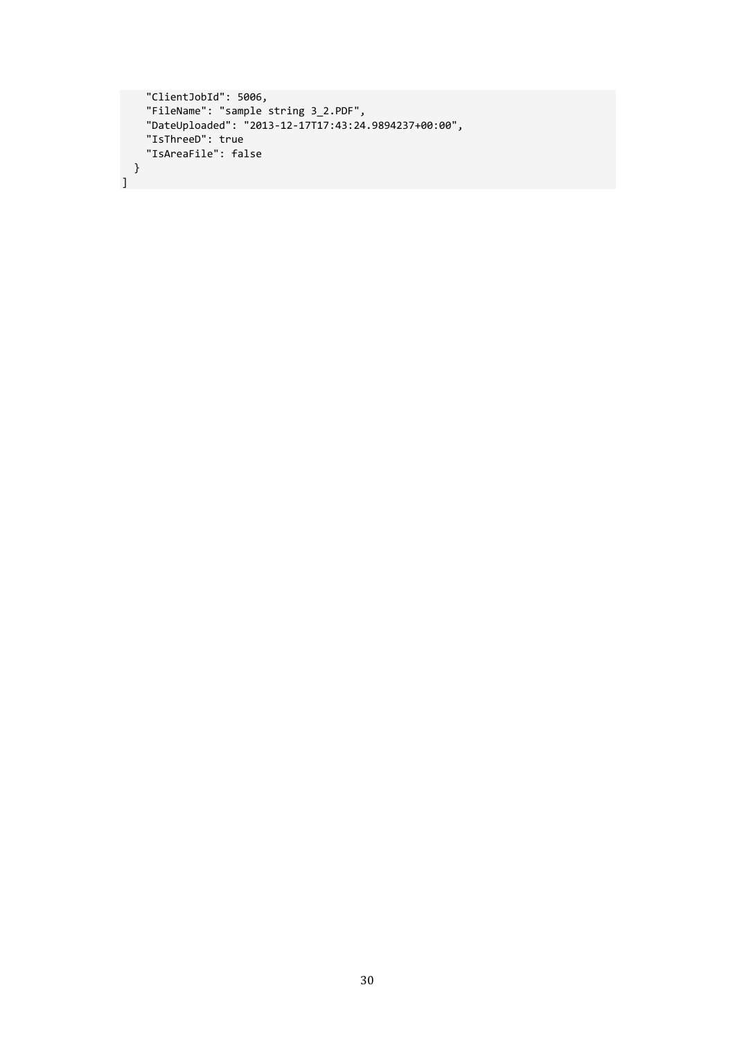```
    "ClientJobId": 5006,
    "FileName": "sample string 3_2.PDF",
    "DateUploaded": "2013-12-17T17:43:24.9894237+00:00",
    "IsThreeD": true
    "IsAreaFile": false
  }
]
```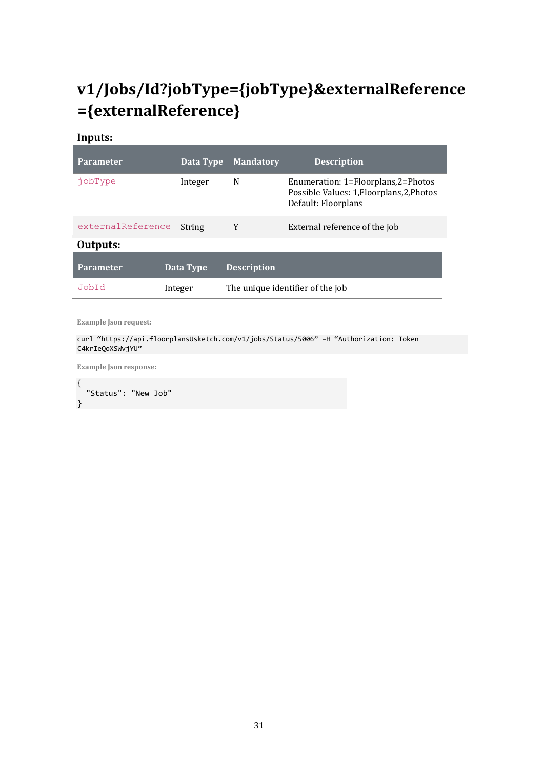# v1/Jobs/Id?jobType={jobType}&externalReference={externalReference}

**Inputs:**

| Parameter | Data Type | Mandatory | Description |
|---|---|---|---|
| `jobType` | Integer | N | Enumeration: 1=Floorplans,2=Photos<br>Possible Values: 1,Floorplans,2,Photos<br>Default: Floorplans |
| `externalReference` | String | Y | External reference of the job |

**Outputs:**

| Parameter | Data Type | Description |
|---|---|---|
| `JobId` | Integer | The unique identifier of the job |

**Example Json request:**

```
curl “https://api.floorplansUsketch.com/v1/jobs/Status/5006” –H “Authorization: Token C4krIeQoXSWvjYU”
```

**Example Json response:**

```
{
  "Status": "New Job"
}
```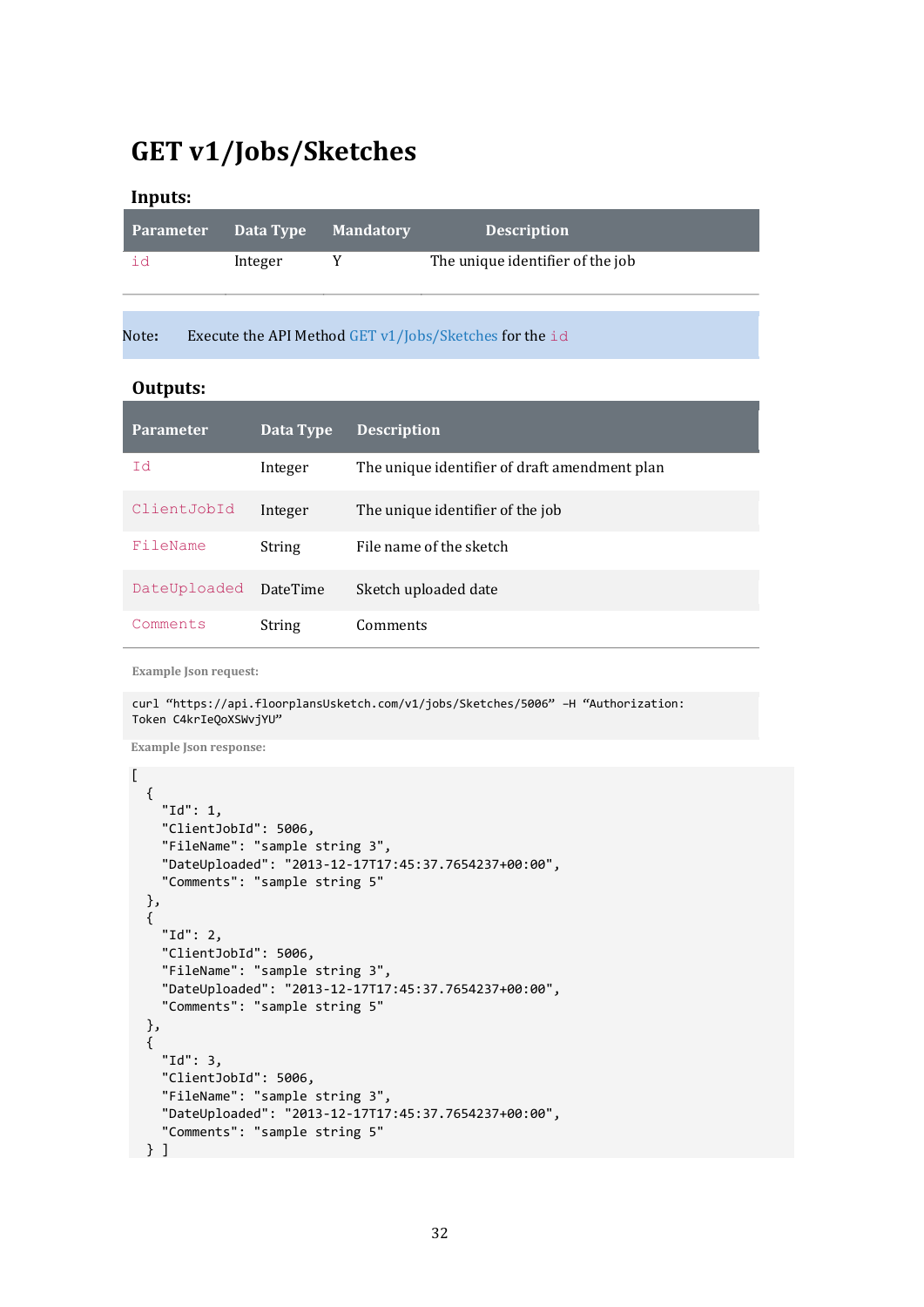# GET v1/Jobs/Sketches

### Inputs:

| Parameter | Data Type | Mandatory | Description |
|---|---|---|---|
| `id` | Integer | Y | The unique identifier of the job |

Note: Execute the API Method GET v1/Jobs/Sketches for the `id`

### Outputs:

| Parameter | Data Type | Description |
|---|---|---|
| `Id` | Integer | The unique identifier of draft amendment plan |
| `ClientJobId` | Integer | The unique identifier of the job |
| `FileName` | String | File name of the sketch |
| `DateUploaded` | DateTime | Sketch uploaded date |
| `Comments` | String | Comments |

**Example Json request:**

```
curl “https://api.floorplansUsketch.com/v1/jobs/Sketches/5006” –H “Authorization:
Token C4krIeQoXSWvjYU”
```

**Example Json response:**

```
[
  {
    "Id": 1,
    "ClientJobId": 5006,
    "FileName": "sample string 3",
    "DateUploaded": "2013-12-17T17:45:37.7654237+00:00",
    "Comments": "sample string 5"
  },
  {
    "Id": 2,
    "ClientJobId": 5006,
    "FileName": "sample string 3",
    "DateUploaded": "2013-12-17T17:45:37.7654237+00:00",
    "Comments": "sample string 5"
  },
  {
    "Id": 3,
    "ClientJobId": 5006,
    "FileName": "sample string 3",
    "DateUploaded": "2013-12-17T17:45:37.7654237+00:00",
    "Comments": "sample string 5"
  } ]
```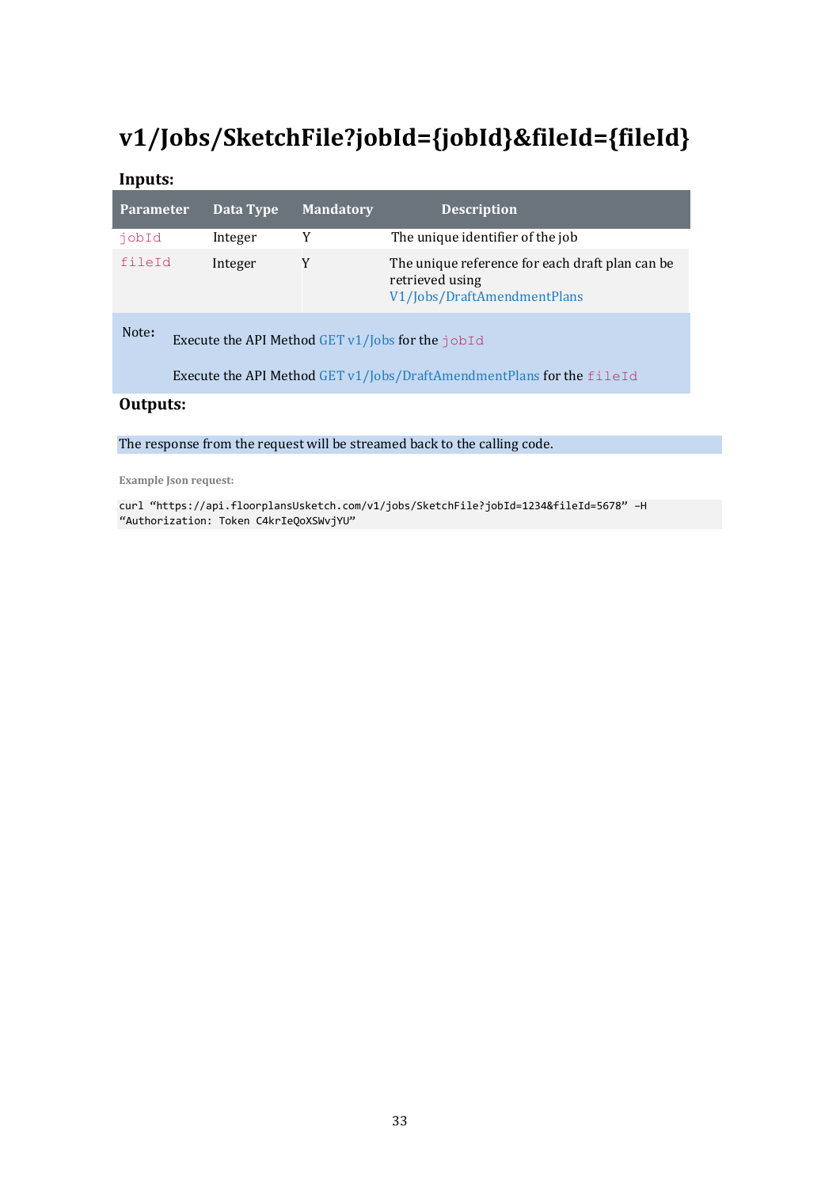# v1/Jobs/SketchFile?jobId={jobId}&fileId={fileId}

### Inputs:

| Parameter | Data Type | Mandatory | Description |
|---|---|---|---|
| `jobId` | Integer | Y | The unique identifier of the job |
| `fileId` | Integer | Y | The unique reference for each draft plan can be retrieved using V1/Jobs/DraftAmendmentPlans |

Note:

Execute the API Method GET v1/Jobs for the `jobId`

Execute the API Method GET v1/Jobs/DraftAmendmentPlans for the `fileId`

### Outputs:

The response from the request will be streamed back to the calling code.

**Example Json request:**

```
curl “https://api.floorplansUsketch.com/v1/jobs/SketchFile?jobId=1234&fileId=5678” –H
“Authorization: Token C4krIeQoXSWvjYU”
```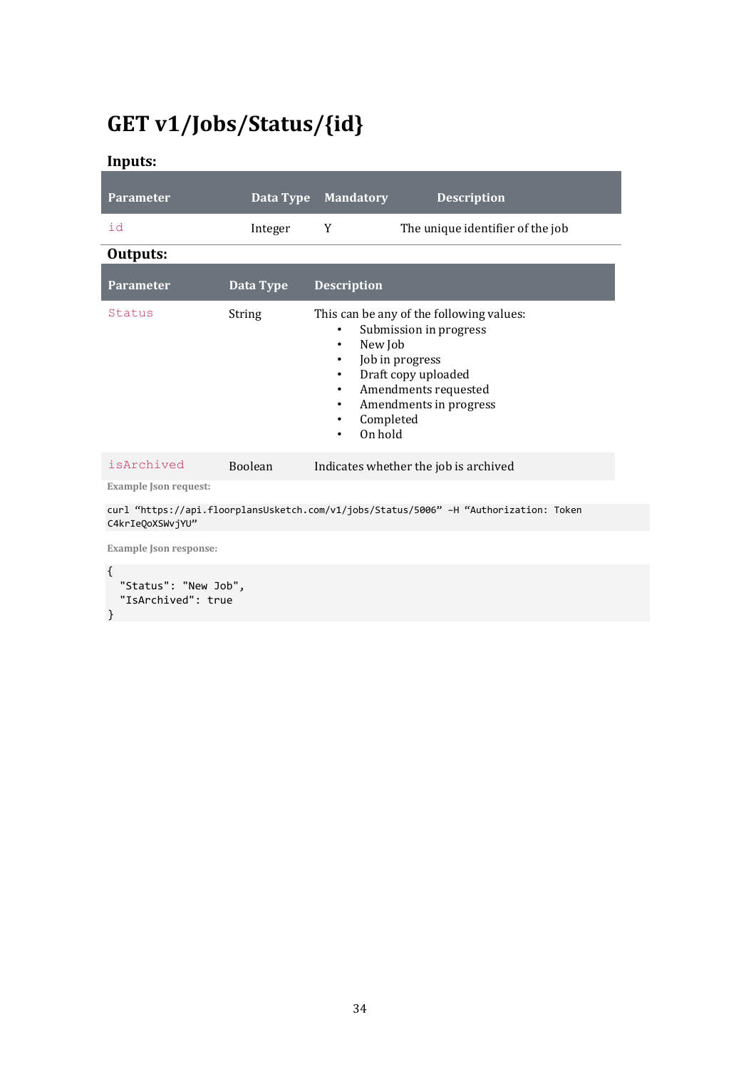# GET v1/Jobs/Status/{id}

### Inputs:

| Parameter | Data Type | Mandatory | Description |
|---|---|---|---|
| `id` | Integer | Y | The unique identifier of the job |

### Outputs:

| Parameter | Data Type | Description |
|---|---|---|
| `Status` | String | This can be any of the following values:<br>• Submission in progress<br>• New Job<br>• Job in progress<br>• Draft copy uploaded<br>• Amendments requested<br>• Amendments in progress<br>• Completed<br>• On hold |
| `isArchived` | Boolean | Indicates whether the job is archived |

**Example Json request:**

```
curl “https://api.floorplansUsketch.com/v1/jobs/Status/5006” –H “Authorization: Token C4krIeQoXSWvjYU”
```

**Example Json response:**

```
{
  "Status": "New Job",
  "IsArchived": true
}
```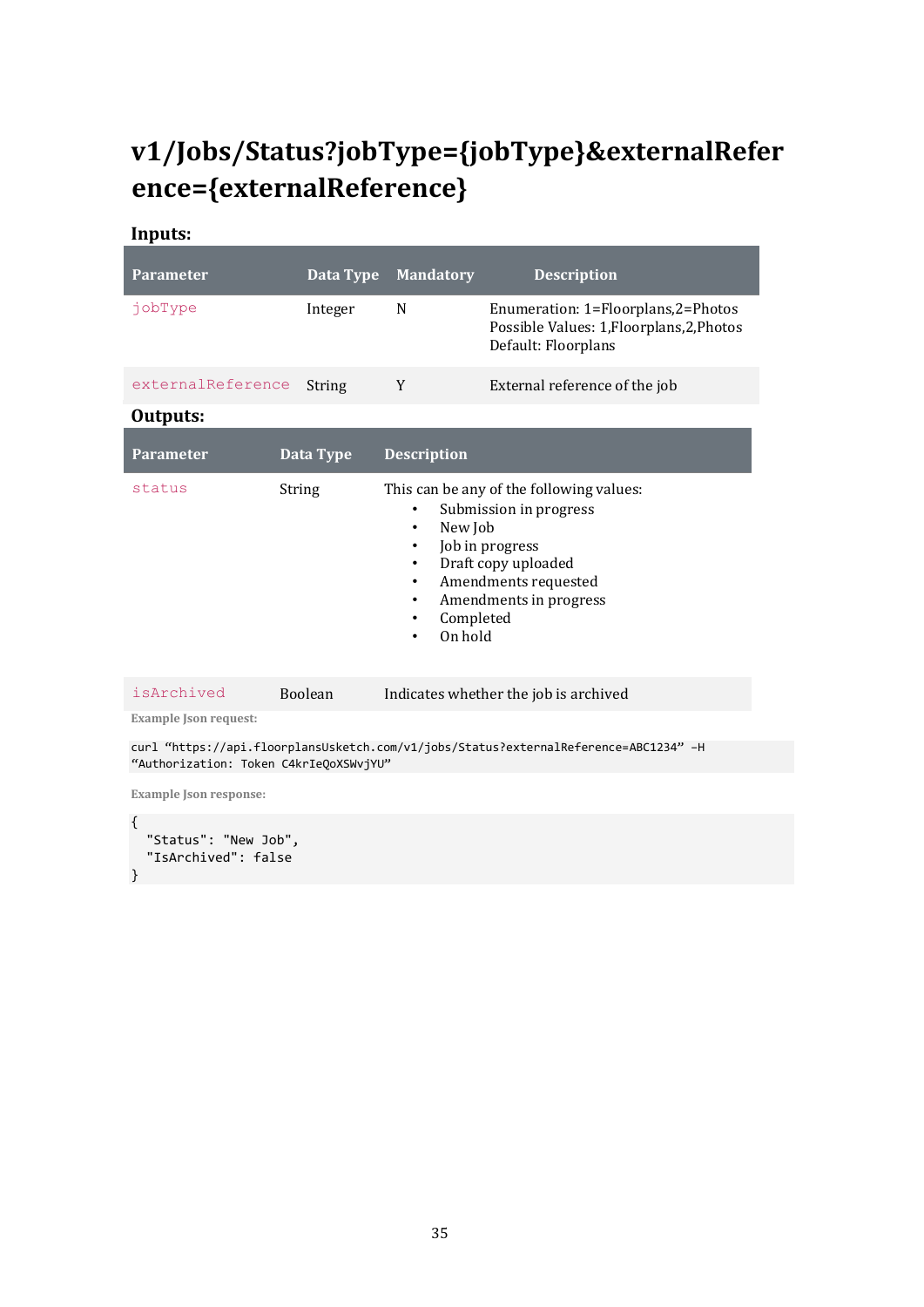# v1/Jobs/Status?jobType={jobType}&externalReference={externalReference}

**Inputs:**

| Parameter | Data Type | Mandatory | Description |
|---|---|---|---|
| `jobType` | Integer | N | Enumeration: 1=Floorplans,2=Photos<br>Possible Values: 1,Floorplans,2,Photos<br>Default: Floorplans |
| `externalReference` | String | Y | External reference of the job |

**Outputs:**

| Parameter | Data Type | Description |
|---|---|---|
| `status` | String | This can be any of the following values:<br>• Submission in progress<br>• New Job<br>• Job in progress<br>• Draft copy uploaded<br>• Amendments requested<br>• Amendments in progress<br>• Completed<br>• On hold |
| `isArchived` | Boolean | Indicates whether the job is archived |

**Example Json request:**

```
curl "https://api.floorplansUsketch.com/v1/jobs/Status?externalReference=ABC1234" –H
"Authorization: Token C4krIeQoXSWvjYU"
```

**Example Json response:**

```
{
  "Status": "New Job",
  "IsArchived": false
}
```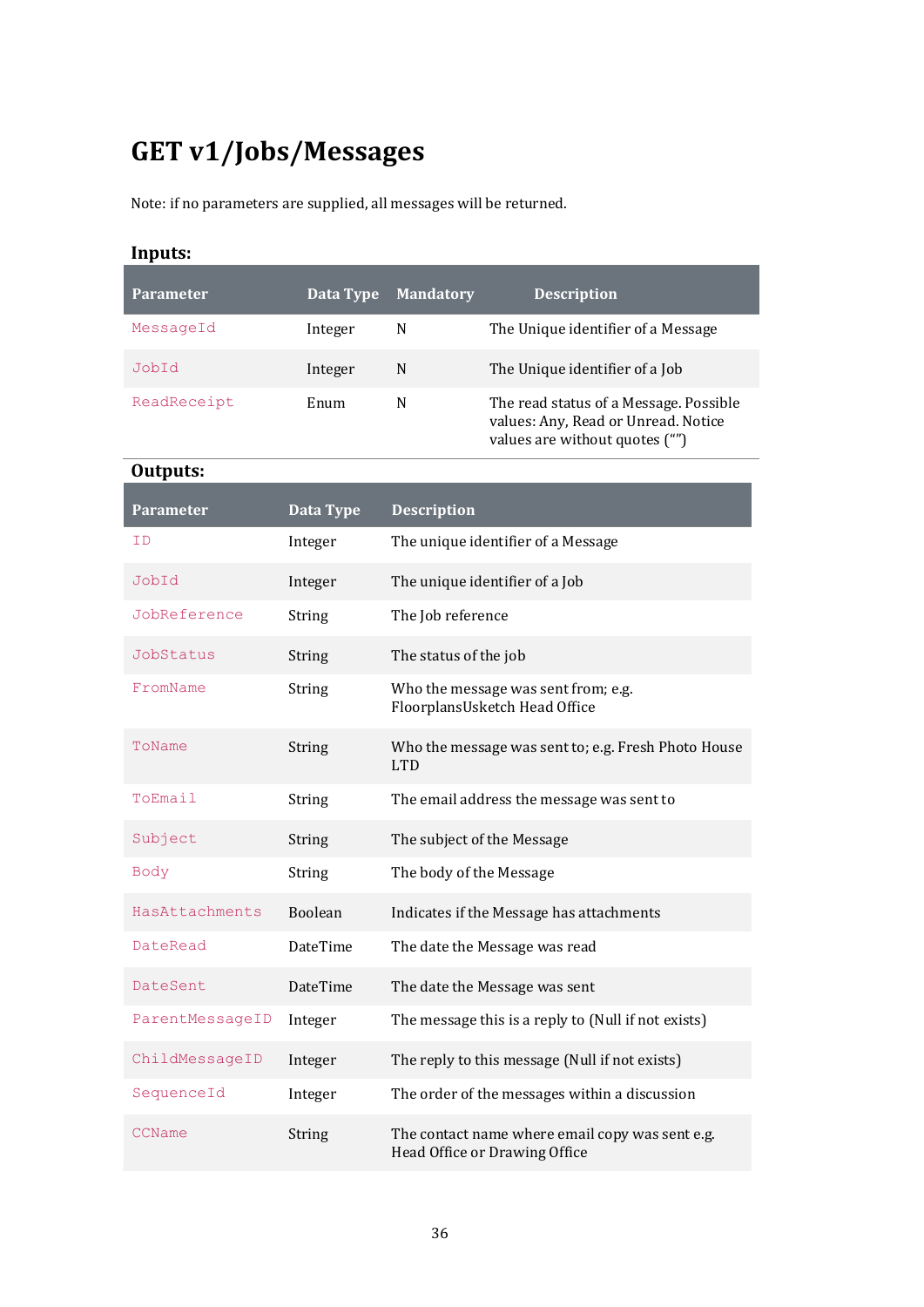# GET v1/Jobs/Messages

Note: if no parameters are supplied, all messages will be returned.

### Inputs:

| Parameter | Data Type | Mandatory | Description |
| --- | --- | --- | --- |
| `MessageId` | Integer | N | The Unique identifier of a Message |
| `JobId` | Integer | N | The Unique identifier of a Job |
| `ReadReceipt` | Enum | N | The read status of a Message. Possible values: Any, Read or Unread. Notice values are without quotes ("") |

### Outputs:

| Parameter | Data Type | Description |
| --- | --- | --- |
| `ID` | Integer | The unique identifier of a Message |
| `JobId` | Integer | The unique identifier of a Job |
| `JobReference` | String | The Job reference |
| `JobStatus` | String | The status of the job |
| `FromName` | String | Who the message was sent from; e.g. FloorplansUsketch Head Office |
| `ToName` | String | Who the message was sent to; e.g. Fresh Photo House LTD |
| `ToEmail` | String | The email address the message was sent to |
| `Subject` | String | The subject of the Message |
| `Body` | String | The body of the Message |
| `HasAttachments` | Boolean | Indicates if the Message has attachments |
| `DateRead` | DateTime | The date the Message was read |
| `DateSent` | DateTime | The date the Message was sent |
| `ParentMessageID` | Integer | The message this is a reply to (Null if not exists) |
| `ChildMessageID` | Integer | The reply to this message (Null if not exists) |
| `SequenceId` | Integer | The order of the messages within a discussion |
| `CCName` | String | The contact name where email copy was sent e.g. Head Office or Drawing Office |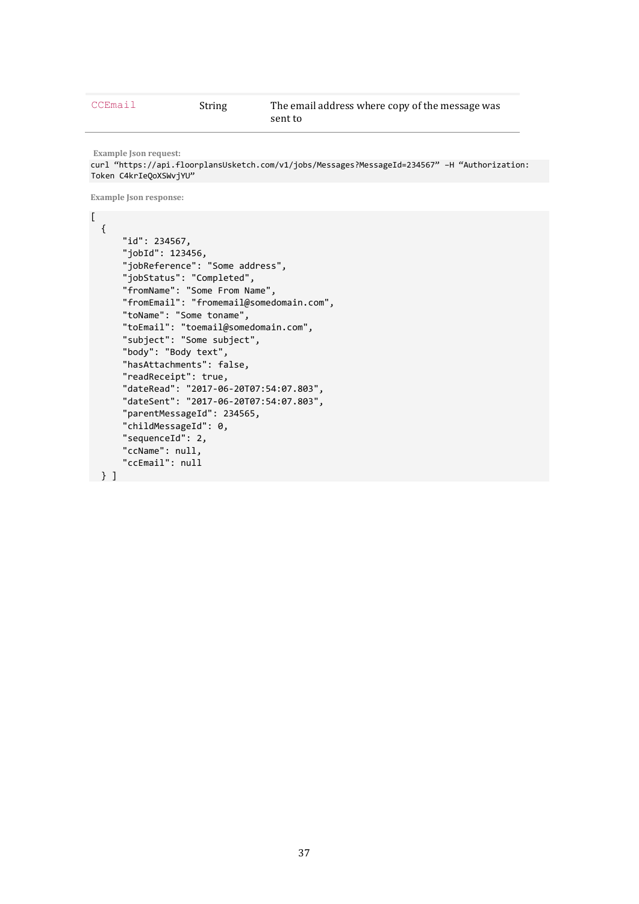| | | |
|---|---|---|
| `CCEmail` | String | The email address where copy of the message was sent to |

**Example Json request:**

```
curl “https://api.floorplansUsketch.com/v1/jobs/Messages?MessageId=234567” –H “Authorization: Token C4krIeQoXSWvjYU”
```

**Example Json response:**

```
[
  {
      "id": 234567,
      "jobId": 123456,
      "jobReference": "Some address",
      "jobStatus": "Completed",
      "fromName": "Some From Name",
      "fromEmail": "fromemail@somedomain.com",
      "toName": "Some toname",
      "toEmail": "toemail@somedomain.com",
      "subject": "Some subject",
      "body": "Body text",
      "hasAttachments": false,
      "readReceipt": true,
      "dateRead": "2017-06-20T07:54:07.803",
      "dateSent": "2017-06-20T07:54:07.803",
      "parentMessageId": 234565,
      "childMessageId": 0,
      "sequenceId": 2,
      "ccName": null,
      "ccEmail": null
  } ]
```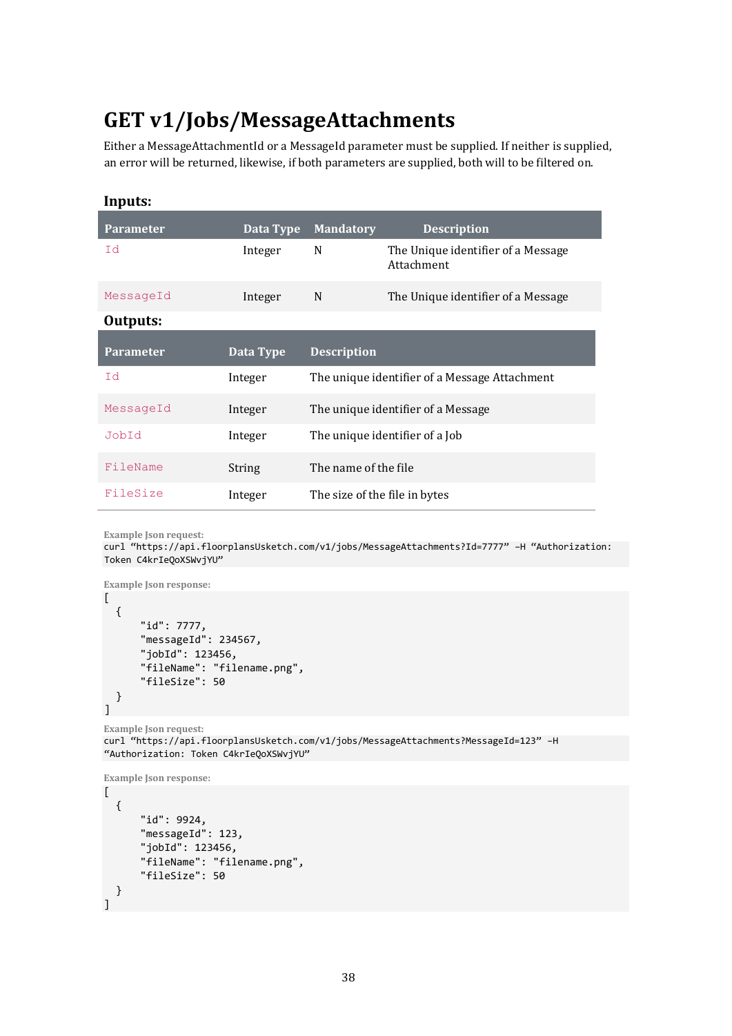# GET v1/Jobs/MessageAttachments

Either a MessageAttachmentId or a MessageId parameter must be supplied. If neither is supplied, an error will be returned, likewise, if both parameters are supplied, both will to be filtered on.

### Inputs:

| Parameter | Data Type | Mandatory | Description |
| --- | --- | --- | --- |
| `Id` | Integer | N | The Unique identifier of a Message Attachment |
| `MessageId` | Integer | N | The Unique identifier of a Message |

### Outputs:

| Parameter | Data Type | Description |
| --- | --- | --- |
| `Id` | Integer | The unique identifier of a Message Attachment |
| `MessageId` | Integer | The unique identifier of a Message |
| `JobId` | Integer | The unique identifier of a Job |
| `FileName` | String | The name of the file |
| `FileSize` | Integer | The size of the file in bytes |

**Example Json request:**

```
curl "https://api.floorplansUsketch.com/v1/jobs/MessageAttachments?Id=7777" –H "Authorization: Token C4krIeQoXSWvjYU"
```

**Example Json response:**

```
[
  {
      "id": 7777,
      "messageId": 234567,
      "jobId": 123456,
      "fileName": "filename.png",
      "fileSize": 50
  }
]
```

**Example Json request:**

```
curl "https://api.floorplansUsketch.com/v1/jobs/MessageAttachments?MessageId=123" –H "Authorization: Token C4krIeQoXSWvjYU"
```

**Example Json response:**

```
[
  {
      "id": 9924,
      "messageId": 123,
      "jobId": 123456,
      "fileName": "filename.png",
      "fileSize": 50
  }
]
```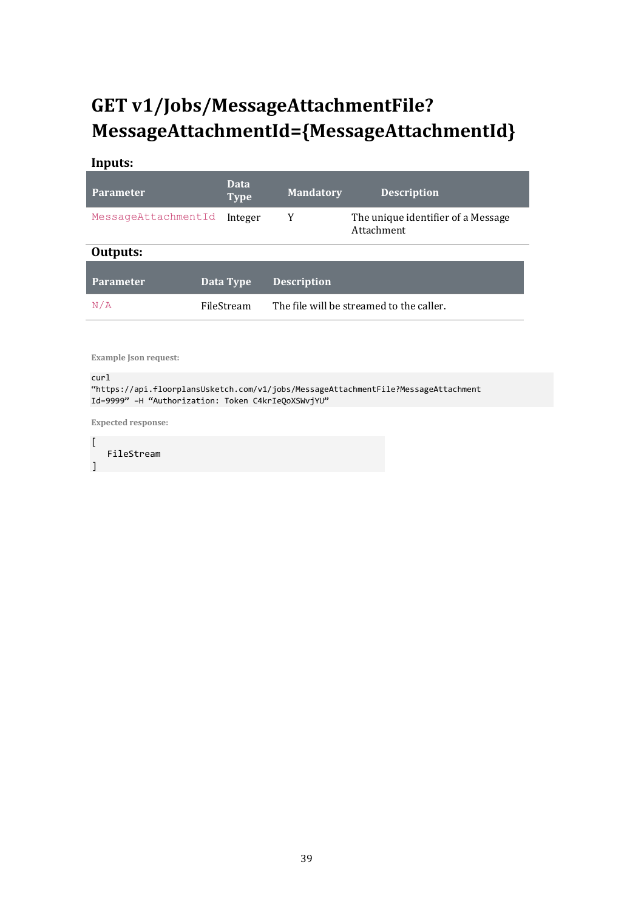# GET v1/Jobs/MessageAttachmentFile?MessageAttachmentId={MessageAttachmentId}

**Inputs:**

| Parameter | Data Type | Mandatory | Description |
|---|---|---|---|
| MessageAttachmentId | Integer | Y | The unique identifier of a Message Attachment |

**Outputs:**

| Parameter | Data Type | Description |
|---|---|---|
| N/A | FileStream | The file will be streamed to the caller. |

**Example Json request:**

```
curl
“https://api.floorplansUsketch.com/v1/jobs/MessageAttachmentFile?MessageAttachment
Id=9999” –H “Authorization: Token C4krIeQoXSWvjYU”
```

**Expected response:**

```
[
   FileStream
]
```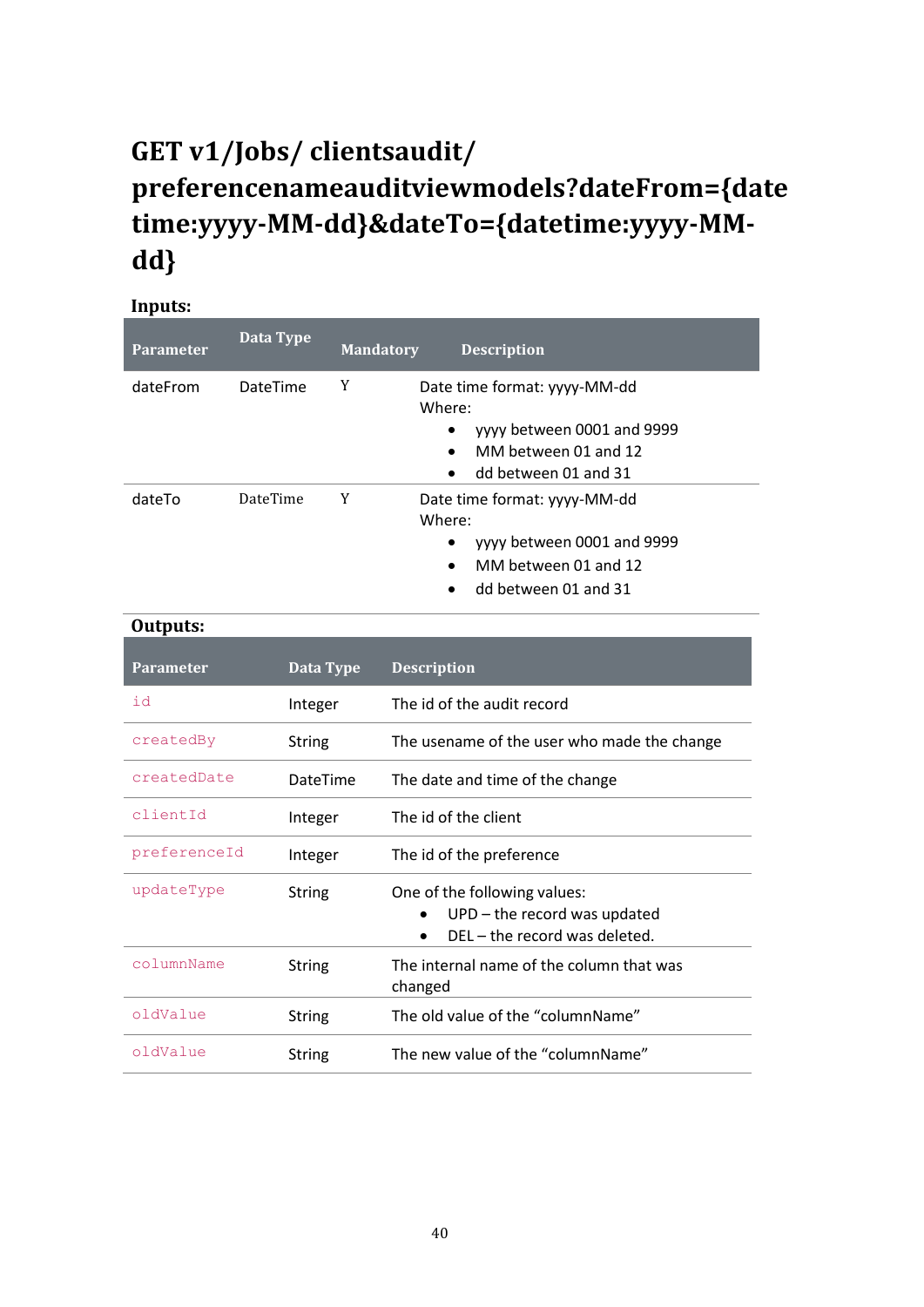# GET v1/Jobs/ clientsaudit/ preferencenameauditviewmodels?dateFrom={datetime:yyyy-MM-dd}&dateTo={datetime:yyyy-MM-dd}

**Inputs:**

| Parameter | Data Type | Mandatory | Description |
|---|---|---|---|
| dateFrom | DateTime | Y | Date time format: yyyy-MM-dd<br>Where:<br>• yyyy between 0001 and 9999<br>• MM between 01 and 12<br>• dd between 01 and 31 |
| dateTo | DateTime | Y | Date time format: yyyy-MM-dd<br>Where:<br>• yyyy between 0001 and 9999<br>• MM between 01 and 12<br>• dd between 01 and 31 |

**Outputs:**

| Parameter | Data Type | Description |
|---|---|---|
| `id` | Integer | The id of the audit record |
| `createdBy` | String | The usename of the user who made the change |
| `createdDate` | DateTime | The date and time of the change |
| `clientId` | Integer | The id of the client |
| `preferenceId` | Integer | The id of the preference |
| `updateType` | String | One of the following values:<br>• UPD – the record was updated<br>• DEL – the record was deleted. |
| `columnName` | String | The internal name of the column that was changed |
| `oldValue` | String | The old value of the "columnName" |
| `oldValue` | String | The new value of the "columnName" |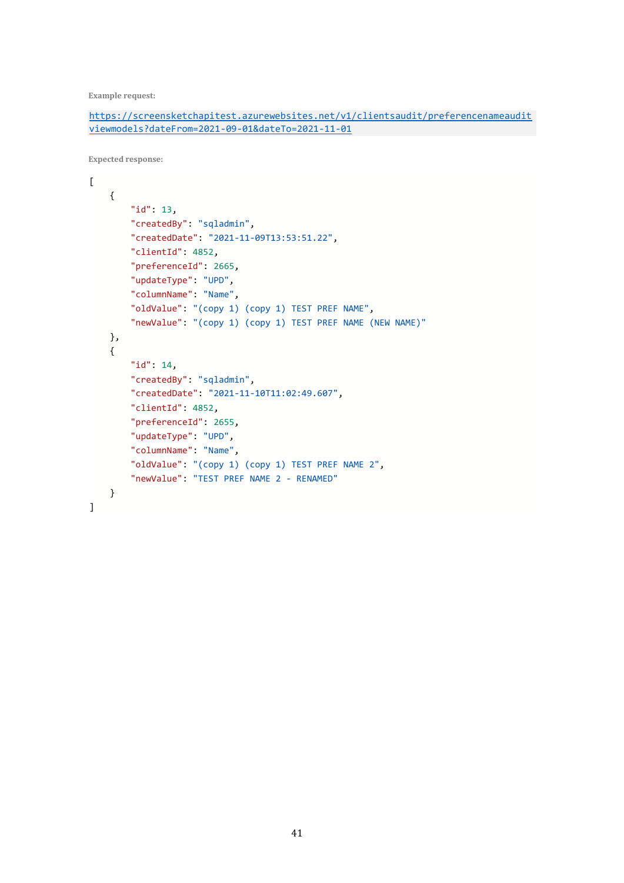**Example request:**

```
https://screensketchapitest.azurewebsites.net/v1/clientsaudit/preferencenameaudit
viewmodels?dateFrom=2021-09-01&dateTo=2021-11-01
```

**Expected response:**

```
[
    {
        "id": 13,
        "createdBy": "sqladmin",
        "createdDate": "2021-11-09T13:53:51.22",
        "clientId": 4852,
        "preferenceId": 2665,
        "updateType": "UPD",
        "columnName": "Name",
        "oldValue": "(copy 1) (copy 1) TEST PREF NAME",
        "newValue": "(copy 1) (copy 1) TEST PREF NAME (NEW NAME)"
    },
    {
        "id": 14,
        "createdBy": "sqladmin",
        "createdDate": "2021-11-10T11:02:49.607",
        "clientId": 4852,
        "preferenceId": 2655,
        "updateType": "UPD",
        "columnName": "Name",
        "oldValue": "(copy 1) (copy 1) TEST PREF NAME 2",
        "newValue": "TEST PREF NAME 2 - RENAMED"
    }
]
```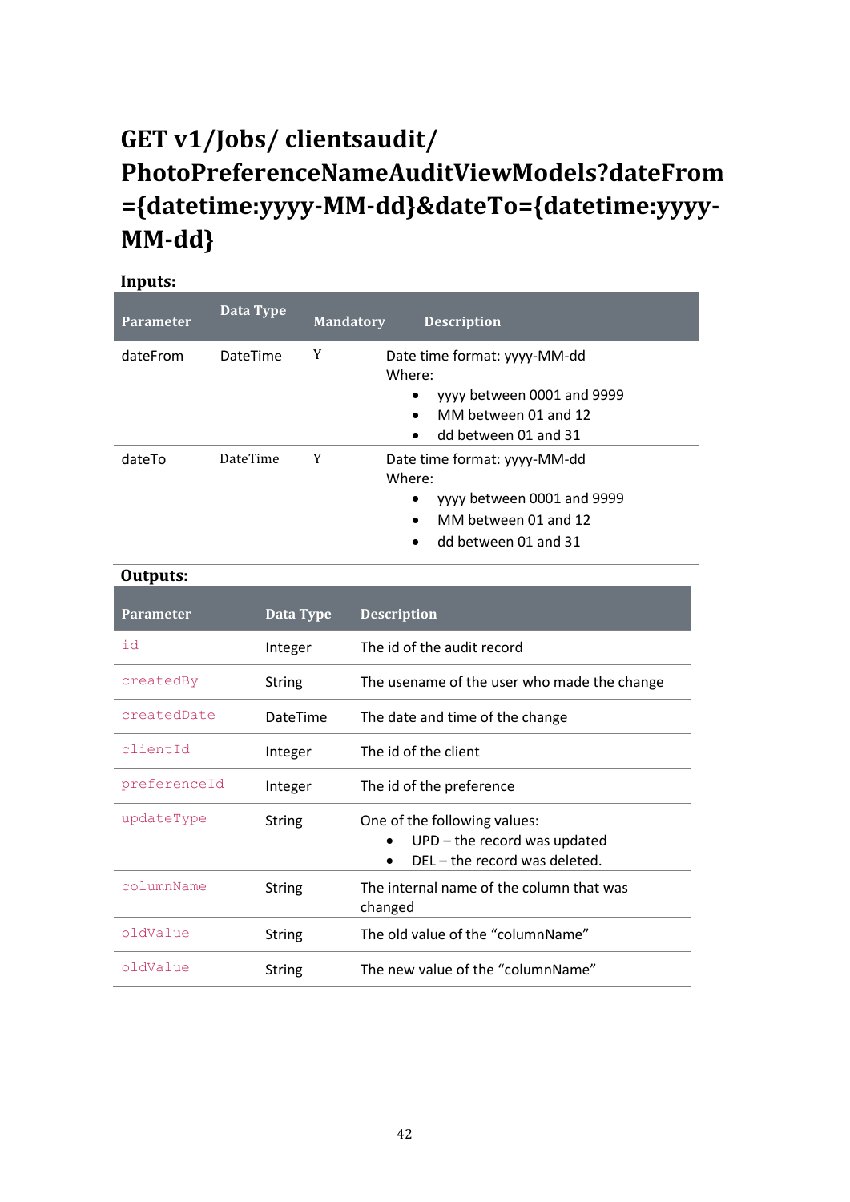# GET v1/Jobs/ clientsaudit/ PhotoPreferenceNameAuditViewModels?dateFrom ={datetime:yyyy-MM-dd}&dateTo={datetime:yyyy-MM-dd}

**Inputs:**

| Parameter | Data Type | Mandatory | Description |
|---|---|---|---|
| dateFrom | DateTime | Y | Date time format: yyyy-MM-dd<br>Where:<br>• yyyy between 0001 and 9999<br>• MM between 01 and 12<br>• dd between 01 and 31 |
| dateTo | DateTime | Y | Date time format: yyyy-MM-dd<br>Where:<br>• yyyy between 0001 and 9999<br>• MM between 01 and 12<br>• dd between 01 and 31 |

**Outputs:**

| Parameter | Data Type | Description |
|---|---|---|
| `id` | Integer | The id of the audit record |
| `createdBy` | String | The usename of the user who made the change |
| `createdDate` | DateTime | The date and time of the change |
| `clientId` | Integer | The id of the client |
| `preferenceId` | Integer | The id of the preference |
| `updateType` | String | One of the following values:<br>• UPD – the record was updated<br>• DEL – the record was deleted. |
| `columnName` | String | The internal name of the column that was changed |
| `oldValue` | String | The old value of the "columnName" |
| `oldValue` | String | The new value of the "columnName" |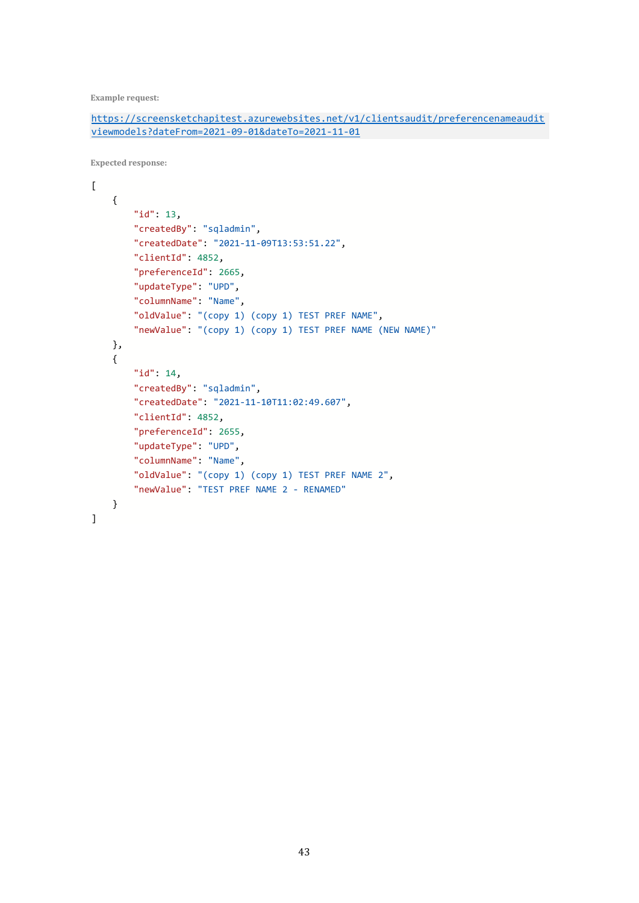**Example request:**

`https://screensketchapitest.azurewebsites.net/v1/clientsaudit/preferencenameauditviewmodels?dateFrom=2021-09-01&dateTo=2021-11-01`

**Expected response:**

```
[
    {
        "id": 13,
        "createdBy": "sqladmin",
        "createdDate": "2021-11-09T13:53:51.22",
        "clientId": 4852,
        "preferenceId": 2665,
        "updateType": "UPD",
        "columnName": "Name",
        "oldValue": "(copy 1) (copy 1) TEST PREF NAME",
        "newValue": "(copy 1) (copy 1) TEST PREF NAME (NEW NAME)"
    },
    {
        "id": 14,
        "createdBy": "sqladmin",
        "createdDate": "2021-11-10T11:02:49.607",
        "clientId": 4852,
        "preferenceId": 2655,
        "updateType": "UPD",
        "columnName": "Name",
        "oldValue": "(copy 1) (copy 1) TEST PREF NAME 2",
        "newValue": "TEST PREF NAME 2 - RENAMED"
    }
]
```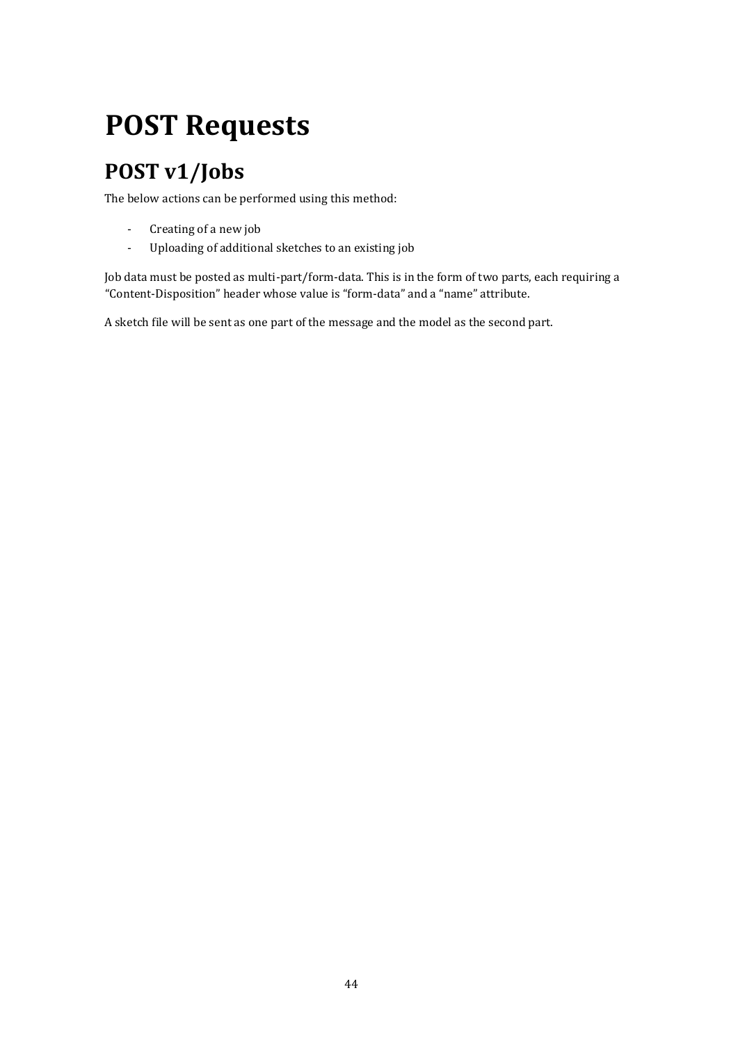# POST Requests

## POST v1/Jobs

The below actions can be performed using this method:

- Creating of a new job
- Uploading of additional sketches to an existing job

Job data must be posted as multi-part/form-data. This is in the form of two parts, each requiring a "Content-Disposition" header whose value is "form-data" and a "name" attribute.

A sketch file will be sent as one part of the message and the model as the second part.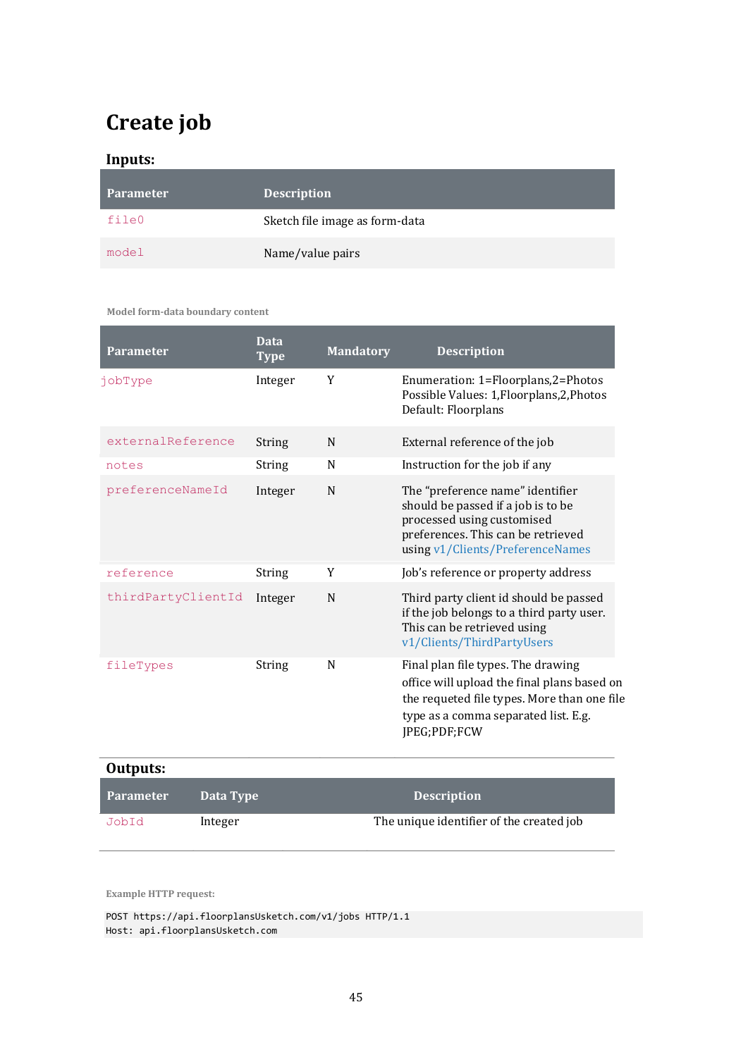# Create job

**Inputs:**

| Parameter | Description |
|---|---|
| `file0` | Sketch file image as form-data |
| `model` | Name/value pairs |

**Model form-data boundary content**

| Parameter | Data Type | Mandatory | Description |
|---|---|---|---|
| `jobType` | Integer | Y | Enumeration: 1=Floorplans,2=Photos<br>Possible Values: 1,Floorplans,2,Photos<br>Default: Floorplans |
| `externalReference` | String | N | External reference of the job |
| `notes` | String | N | Instruction for the job if any |
| `preferenceNameId` | Integer | N | The "preference name" identifier should be passed if a job is to be processed using customised preferences. This can be retrieved using v1/Clients/PreferenceNames |
| `reference` | String | Y | Job's reference or property address |
| `thirdPartyClientId` | Integer | N | Third party client id should be passed if the job belongs to a third party user. This can be retrieved using v1/Clients/ThirdPartyUsers |
| `fileTypes` | String | N | Final plan file types. The drawing office will upload the final plans based on the requeted file types. More than one file type as a comma separated list. E.g. JPEG;PDF;FCW |

**Outputs:**

| Parameter | Data Type | Description |
|---|---|---|
| `JobId` | Integer | The unique identifier of the created job |

**Example HTTP request:**

```
POST https://api.floorplansUsketch.com/v1/jobs HTTP/1.1
Host: api.floorplansUsketch.com
```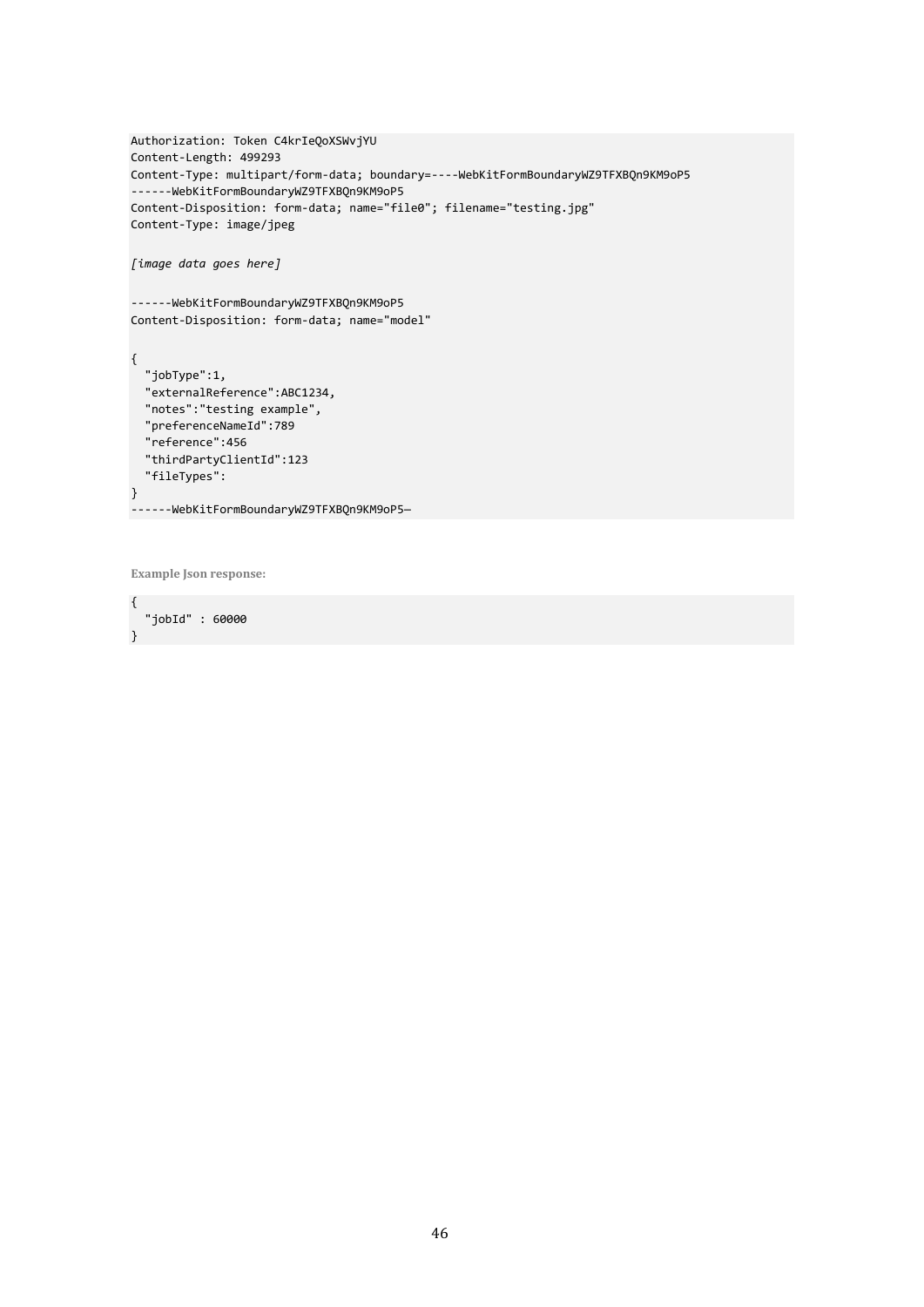```
Authorization: Token C4krIeQoXSWvjYU
Content-Length: 499293
Content-Type: multipart/form-data; boundary=----WebKitFormBoundaryWZ9TFXBQn9KM9oP5
------WebKitFormBoundaryWZ9TFXBQn9KM9oP5
Content-Disposition: form-data; name="file0"; filename="testing.jpg"
Content-Type: image/jpeg

[image data goes here]

------WebKitFormBoundaryWZ9TFXBQn9KM9oP5
Content-Disposition: form-data; name="model"

{
  "jobType":1,
  "externalReference":ABC1234,
  "notes":"testing example",
  "preferenceNameId":789
  "reference":456
  "thirdPartyClientId":123
  "fileTypes":
}
------WebKitFormBoundaryWZ9TFXBQn9KM9oP5—
```

**Example Json response:**

```
{
  "jobId" : 60000
}
```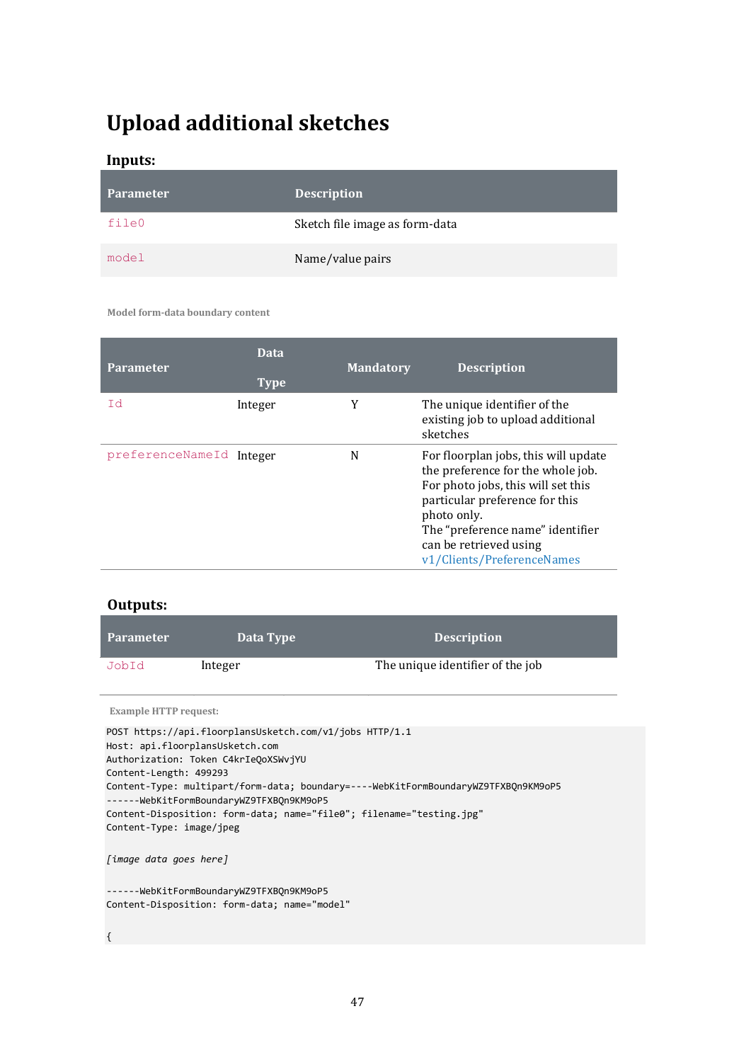# Upload additional sketches

### Inputs:

| Parameter | Description |
|---|---|
| file0 | Sketch file image as form-data |
| model | Name/value pairs |

Model form-data boundary content

| Parameter | Data Type | Mandatory | Description |
|---|---|---|---|
| Id | Integer | Y | The unique identifier of the existing job to upload additional sketches |
| preferenceNameId | Integer | N | For floorplan jobs, this will update the preference for the whole job. For photo jobs, this will set this particular preference for this photo only. The "preference name" identifier can be retrieved using v1/Clients/PreferenceNames |

### Outputs:

| Parameter | Data Type | Description |
|---|---|---|
| JobId | Integer | The unique identifier of the job |

Example HTTP request:

```
POST https://api.floorplansUsketch.com/v1/jobs HTTP/1.1
Host: api.floorplansUsketch.com
Authorization: Token C4krIeQoXSWvjYU
Content-Length: 499293
Content-Type: multipart/form-data; boundary=----WebKitFormBoundaryWZ9TFXBQn9KM9oP5
------WebKitFormBoundaryWZ9TFXBQn9KM9oP5
Content-Disposition: form-data; name="file0"; filename="testing.jpg"
Content-Type: image/jpeg

[image data goes here]

------WebKitFormBoundaryWZ9TFXBQn9KM9oP5
Content-Disposition: form-data; name="model"

{
```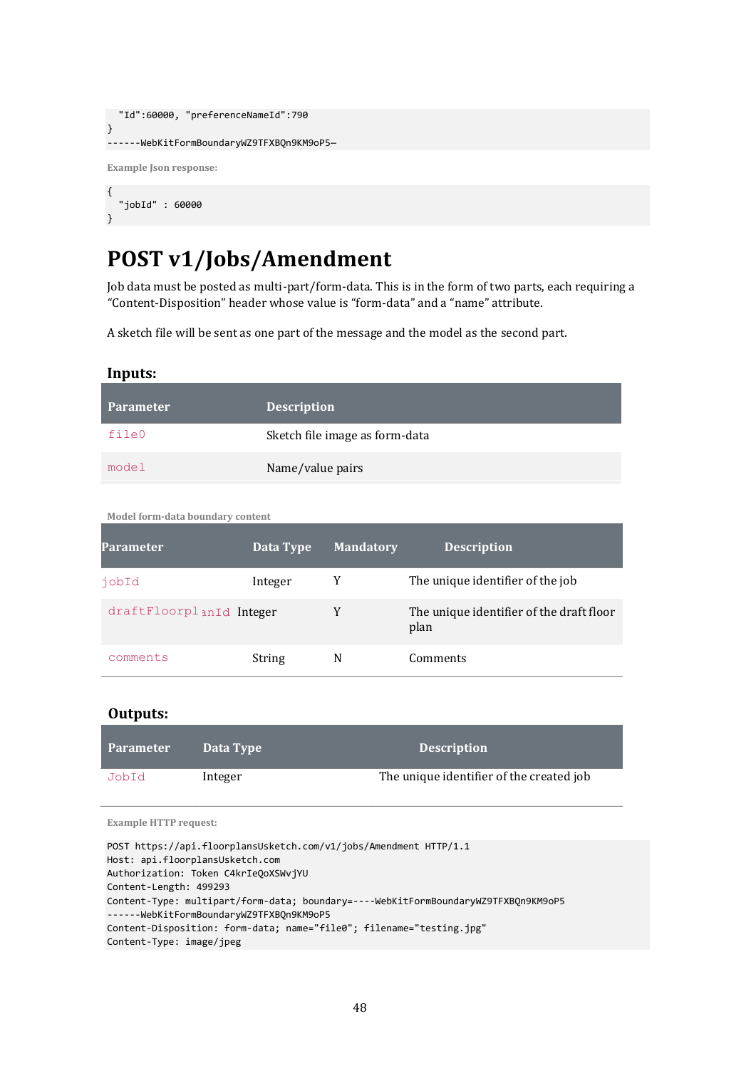```
  "Id":60000, "preferenceNameId":790
}
------WebKitFormBoundaryWZ9TFXBQn9KM9oP5—
```

**Example Json response:**

```
{
  "jobId" : 60000
}
```

# POST v1/Jobs/Amendment

Job data must be posted as multi-part/form-data. This is in the form of two parts, each requiring a "Content-Disposition" header whose value is "form-data" and a "name" attribute.

A sketch file will be sent as one part of the message and the model as the second part.

### Inputs:

| Parameter | Description |
| --- | --- |
| file0 | Sketch file image as form-data |
| model | Name/value pairs |

**Model form-data boundary content**

| Parameter | Data Type | Mandatory | Description |
| --- | --- | --- | --- |
| jobId | Integer | Y | The unique identifier of the job |
| draftFloorplanId | Integer | Y | The unique identifier of the draft floor plan |
| comments | String | N | Comments |

### Outputs:

| Parameter | Data Type | Description |
| --- | --- | --- |
| JobId | Integer | The unique identifier of the created job |

**Example HTTP request:**

```
POST https://api.floorplansUsketch.com/v1/jobs/Amendment HTTP/1.1
Host: api.floorplansUsketch.com
Authorization: Token C4krIeQoXSWvjYU
Content-Length: 499293
Content-Type: multipart/form-data; boundary=----WebKitFormBoundaryWZ9TFXBQn9KM9oP5
------WebKitFormBoundaryWZ9TFXBQn9KM9oP5
Content-Disposition: form-data; name="file0"; filename="testing.jpg"
Content-Type: image/jpeg
```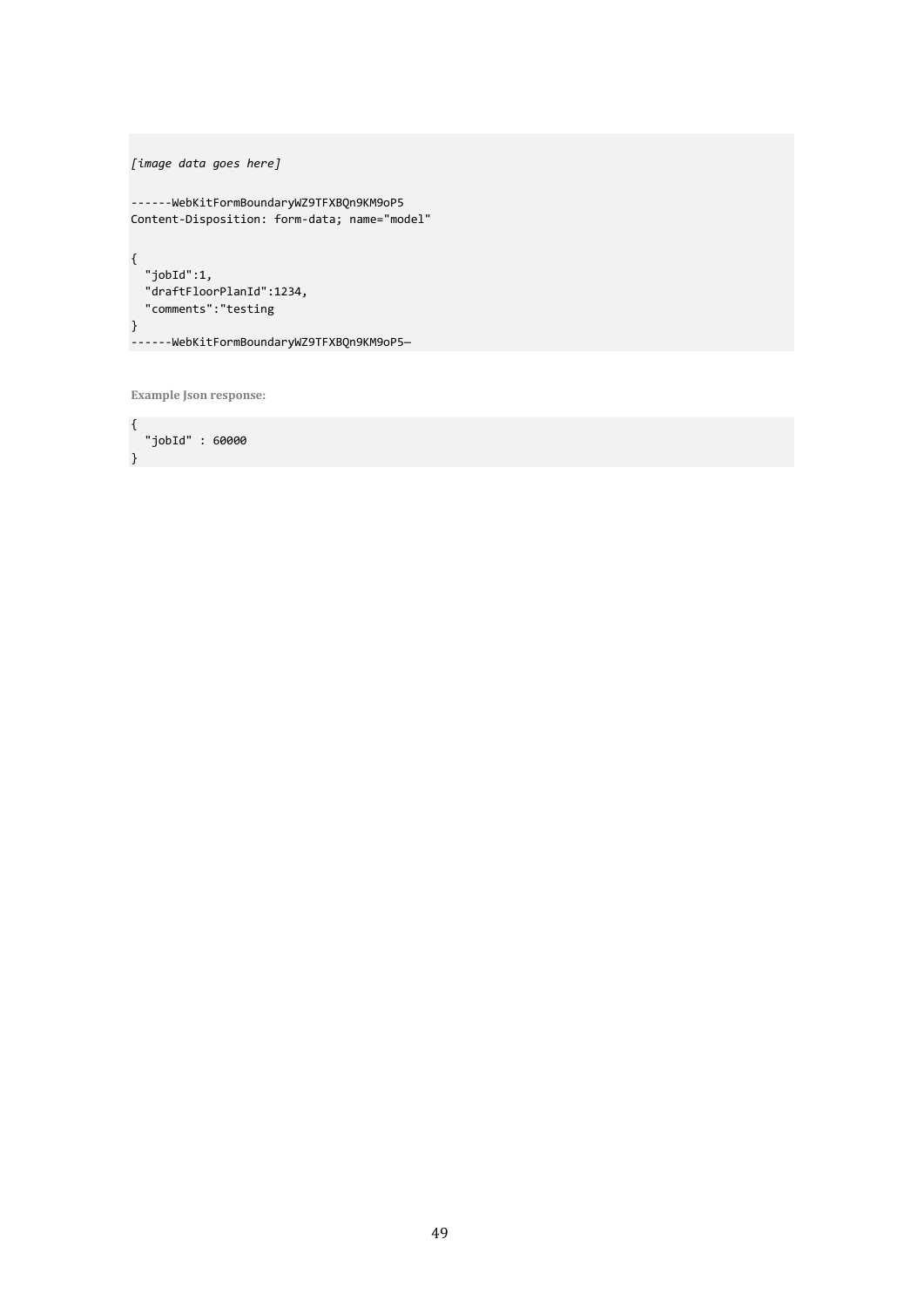```
[image data goes here]

------WebKitFormBoundaryWZ9TFXBQn9KM9oP5
Content-Disposition: form-data; name="model"

{
  "jobId":1,
  "draftFloorPlanId":1234,
  "comments":"testing
}
------WebKitFormBoundaryWZ9TFXBQn9KM9oP5—
```

**Example Json response:**

```
{
  "jobId" : 60000
}
```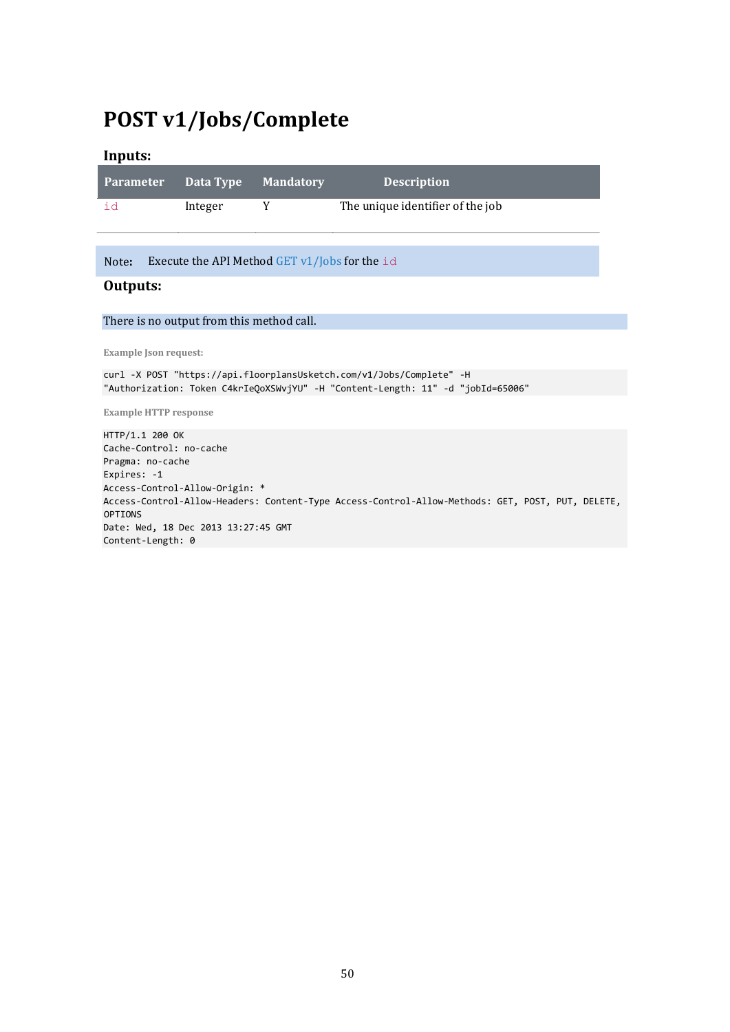# POST v1/Jobs/Complete

### Inputs:

| Parameter | Data Type | Mandatory | Description |
|---|---|---|---|
| `id` | Integer | Y | The unique identifier of the job |

Note: Execute the API Method GET v1/Jobs for the `id`

### Outputs:

There is no output from this method call.

**Example Json request:**

```
curl -X POST "https://api.floorplansUsketch.com/v1/Jobs/Complete" -H
"Authorization: Token C4krIeQoXSWvjYU" -H "Content-Length: 11" -d "jobId=65006"
```

**Example HTTP response**

```
HTTP/1.1 200 OK
Cache-Control: no-cache
Pragma: no-cache
Expires: -1
Access-Control-Allow-Origin: *
Access-Control-Allow-Headers: Content-Type Access-Control-Allow-Methods: GET, POST, PUT, DELETE,
OPTIONS
Date: Wed, 18 Dec 2013 13:27:45 GMT
Content-Length: 0
```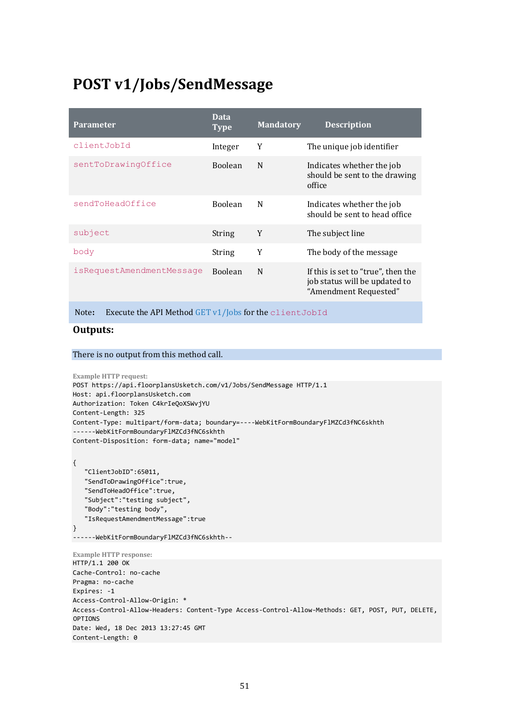# POST v1/Jobs/SendMessage

| Parameter | Data Type | Mandatory | Description |
|---|---|---|---|
| `clientJobId` | Integer | Y | The unique job identifier |
| `sentToDrawingOffice` | Boolean | N | Indicates whether the job should be sent to the drawing office |
| `sendToHeadOffice` | Boolean | N | Indicates whether the job should be sent to head office |
| `subject` | String | Y | The subject line |
| `body` | String | Y | The body of the message |
| `isRequestAmendmentMessage` | Boolean | N | If this is set to "true", then the job status will be updated to "Amendment Requested" |

Note: Execute the API Method GET v1/Jobs for the `clientJobId`

**Outputs:**

There is no output from this method call.

**Example HTTP request:**

```
POST https://api.floorplansUsketch.com/v1/Jobs/SendMessage HTTP/1.1
Host: api.floorplansUsketch.com
Authorization: Token C4krIeQoXSWvjYU
Content-Length: 325
Content-Type: multipart/form-data; boundary=----WebKitFormBoundaryFlMZCd3fNC6skhth
------WebKitFormBoundaryFlMZCd3fNC6skhth
Content-Disposition: form-data; name="model"

{
   "ClientJobID":65011,
   "SendToDrawingOffice":true,
   "SendToHeadOffice":true,
   "Subject":"testing subject",
   "Body":"testing body",
   "IsRequestAmendmentMessage":true
}
------WebKitFormBoundaryFlMZCd3fNC6skhth--
```

**Example HTTP response:**

```
HTTP/1.1 200 OK
Cache-Control: no-cache
Pragma: no-cache
Expires: -1
Access-Control-Allow-Origin: *
Access-Control-Allow-Headers: Content-Type Access-Control-Allow-Methods: GET, POST, PUT, DELETE, OPTIONS
Date: Wed, 18 Dec 2013 13:27:45 GMT
Content-Length: 0
```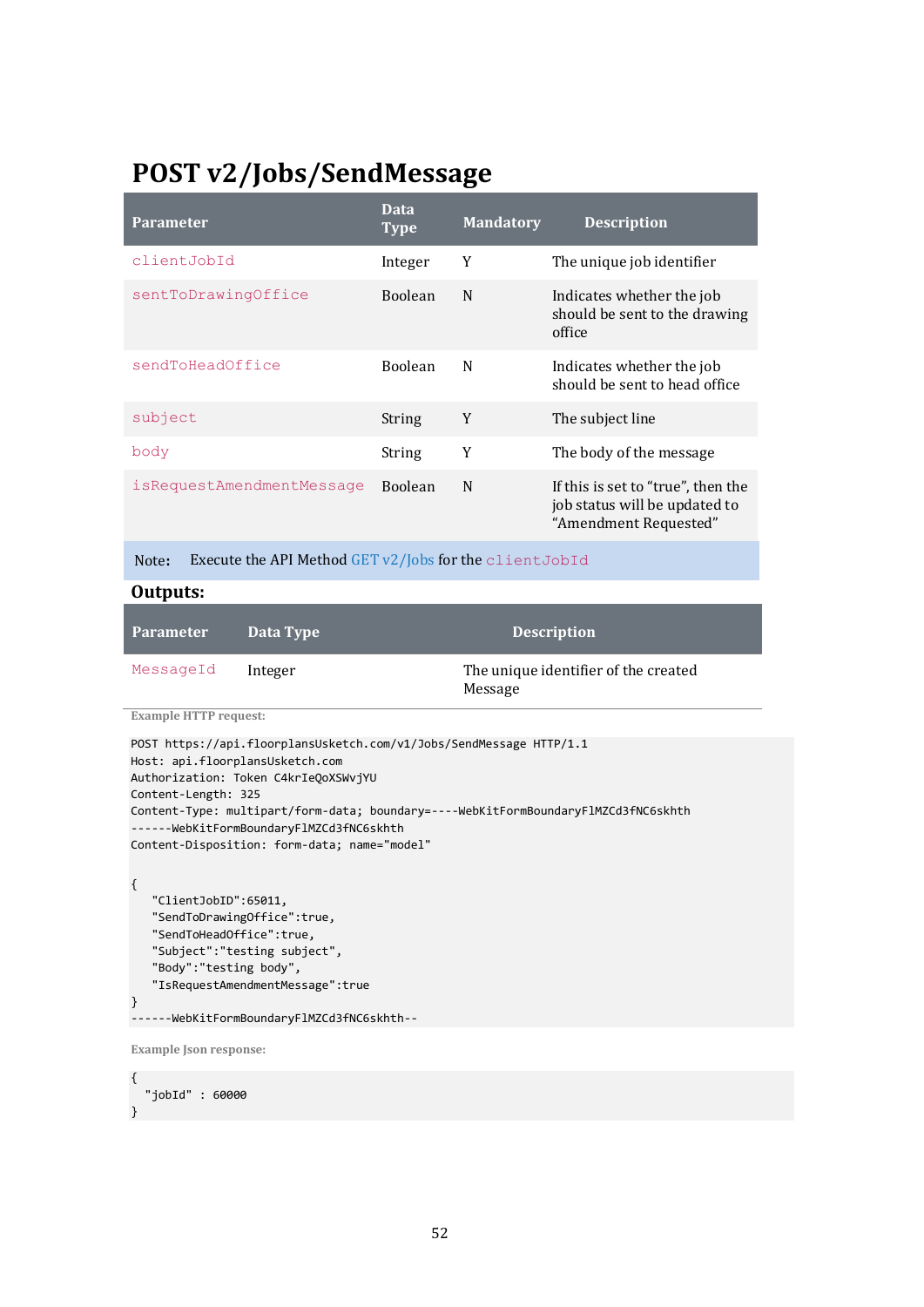# POST v2/Jobs/SendMessage

| Parameter | Data Type | Mandatory | Description |
|---|---|---|---|
| `clientJobId` | Integer | Y | The unique job identifier |
| `sentToDrawingOffice` | Boolean | N | Indicates whether the job should be sent to the drawing office |
| `sendToHeadOffice` | Boolean | N | Indicates whether the job should be sent to head office |
| `subject` | String | Y | The subject line |
| `body` | String | Y | The body of the message |
| `isRequestAmendmentMessage` | Boolean | N | If this is set to “true”, then the job status will be updated to “Amendment Requested” |

Note: Execute the API Method GET v2/Jobs for the `clientJobId`

**Outputs:**

| Parameter | Data Type | Description |
|---|---|---|
| `MessageId` | Integer | The unique identifier of the created Message |

Example HTTP request:

```
POST https://api.floorplansUsketch.com/v1/Jobs/SendMessage HTTP/1.1
Host: api.floorplansUsketch.com
Authorization: Token C4krIeQoXSWvjYU
Content-Length: 325
Content-Type: multipart/form-data; boundary=----WebKitFormBoundaryFlMZCd3fNC6skhth
------WebKitFormBoundaryFlMZCd3fNC6skhth
Content-Disposition: form-data; name="model"

{
   "ClientJobID":65011,
   "SendToDrawingOffice":true,
   "SendToHeadOffice":true,
   "Subject":"testing subject",
   "Body":"testing body",
   "IsRequestAmendmentMessage":true
}
------WebKitFormBoundaryFlMZCd3fNC6skhth--
```

Example Json response:

```
{
  "jobId" : 60000
}
```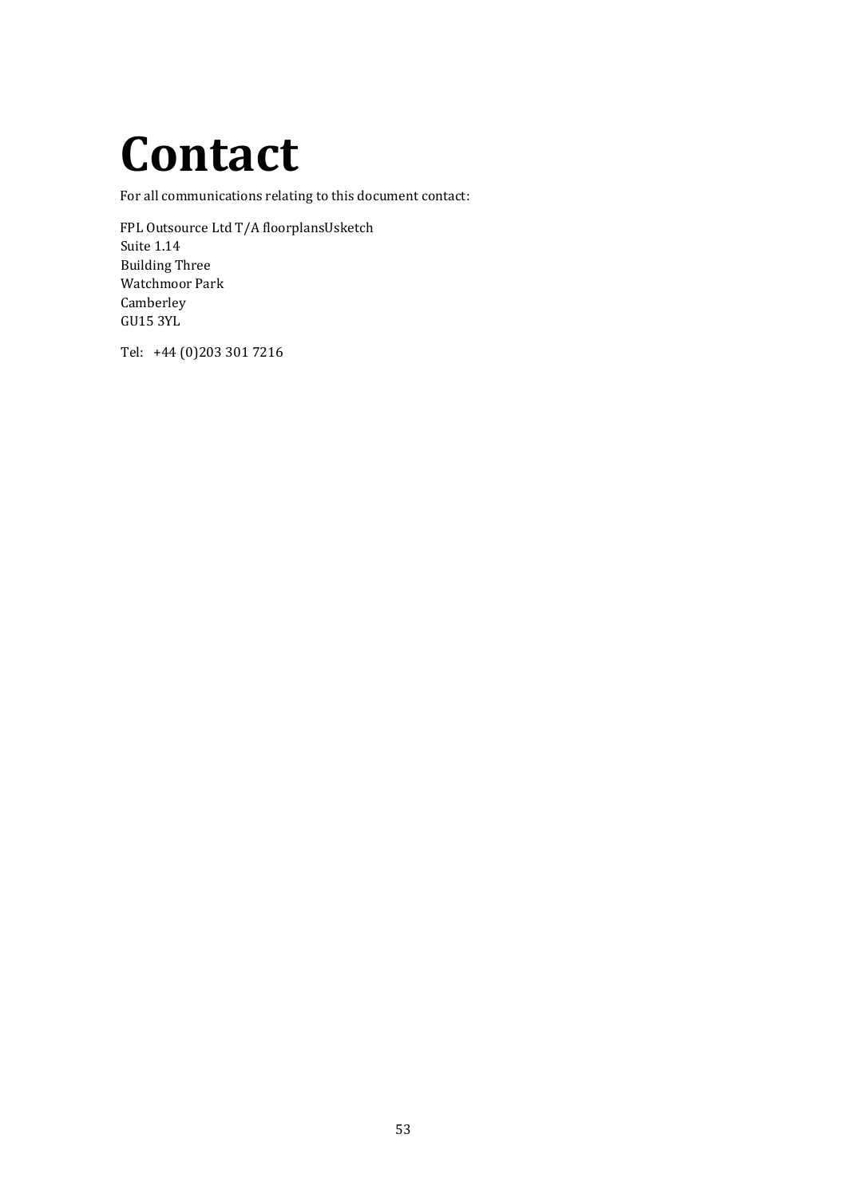# Contact

For all communications relating to this document contact:

FPL Outsource Ltd T/A floorplansUsketch
Suite 1.14
Building Three
Watchmoor Park
Camberley
GU15 3YL

Tel: +44 (0)203 301 7216